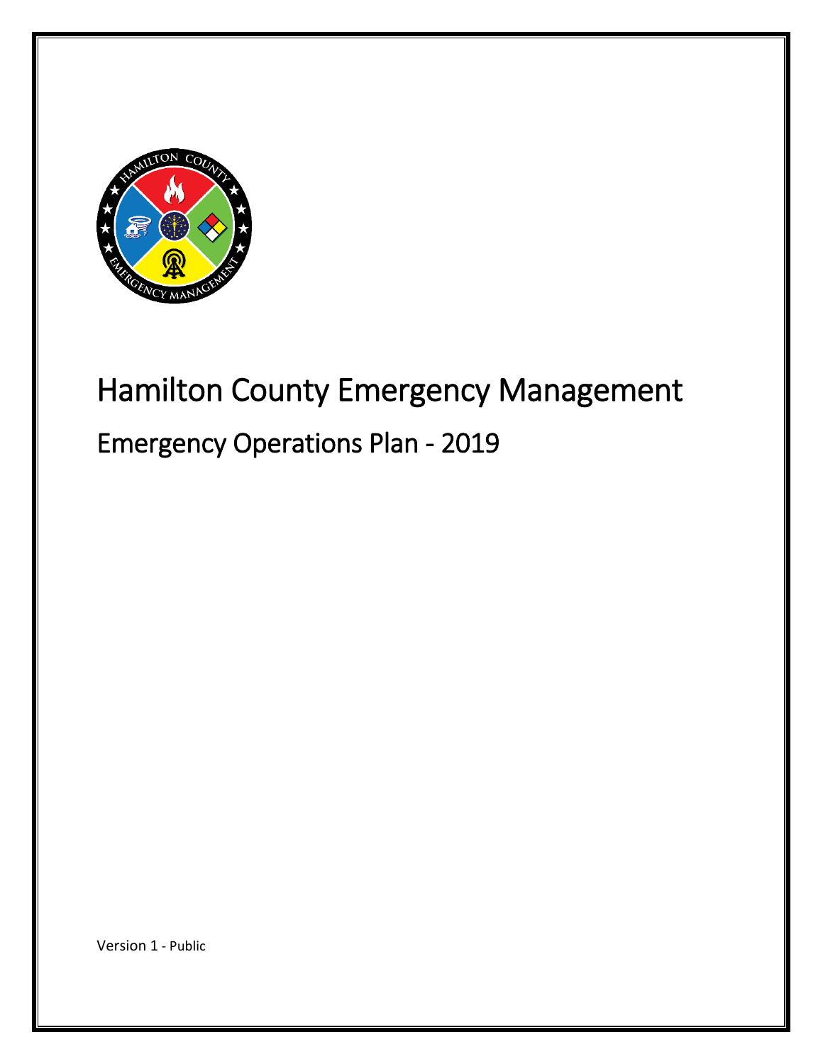# Hamilton County Emergency Management

## Emergency Operations Plan - 2019

Version 1 - Public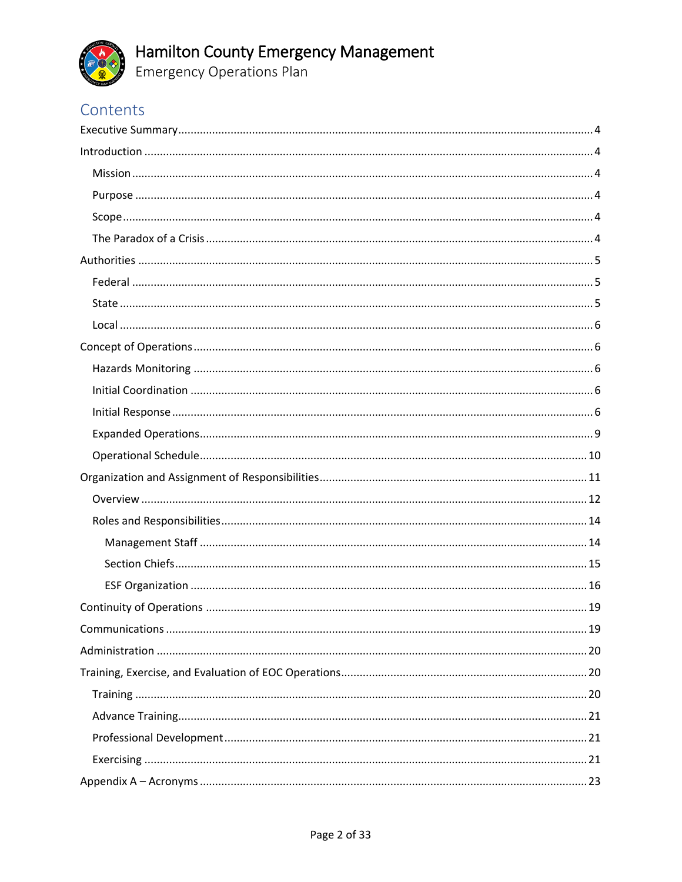# Contents

- Executive Summary ... 4
- Introduction ... 4
  - Mission ... 4
  - Purpose ... 4
  - Scope ... 4
  - The Paradox of a Crisis ... 4
- Authorities ... 5
  - Federal ... 5
  - State ... 5
  - Local ... 6
- Concept of Operations ... 6
  - Hazards Monitoring ... 6
  - Initial Coordination ... 6
  - Initial Response ... 6
  - Expanded Operations ... 9
  - Operational Schedule ... 10
- Organization and Assignment of Responsibilities ... 11
  - Overview ... 12
  - Roles and Responsibilities ... 14
    - Management Staff ... 14
    - Section Chiefs ... 15
    - ESF Organization ... 16
- Continuity of Operations ... 19
- Communications ... 19
- Administration ... 20
- Training, Exercise, and Evaluation of EOC Operations ... 20
  - Training ... 20
  - Advance Training ... 21
  - Professional Development ... 21
  - Exercising ... 21
- Appendix A – Acronyms ... 23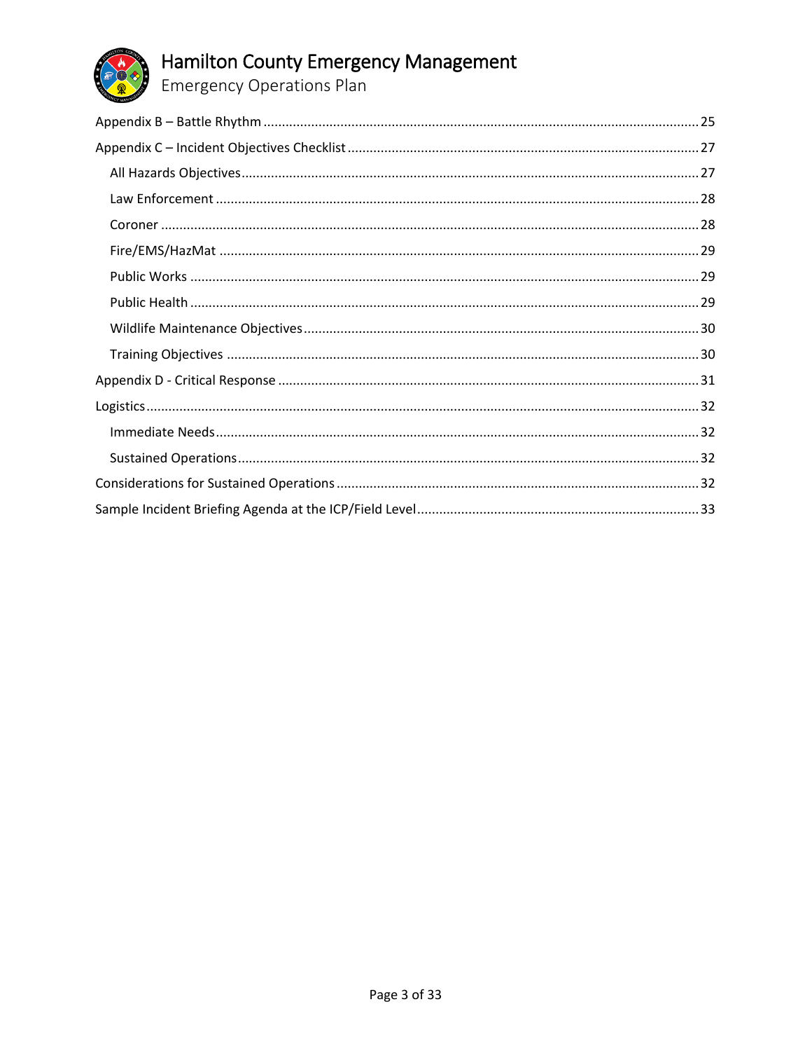Appendix B – Battle Rhythm ..... 25

Appendix C – Incident Objectives Checklist ..... 27

- All Hazards Objectives ..... 27
- Law Enforcement ..... 28
- Coroner ..... 28
- Fire/EMS/HazMat ..... 29
- Public Works ..... 29
- Public Health ..... 29
- Wildlife Maintenance Objectives ..... 30
- Training Objectives ..... 30

Appendix D - Critical Response ..... 31

Logistics ..... 32

- Immediate Needs ..... 32
- Sustained Operations ..... 32

Considerations for Sustained Operations ..... 32

Sample Incident Briefing Agenda at the ICP/Field Level ..... 33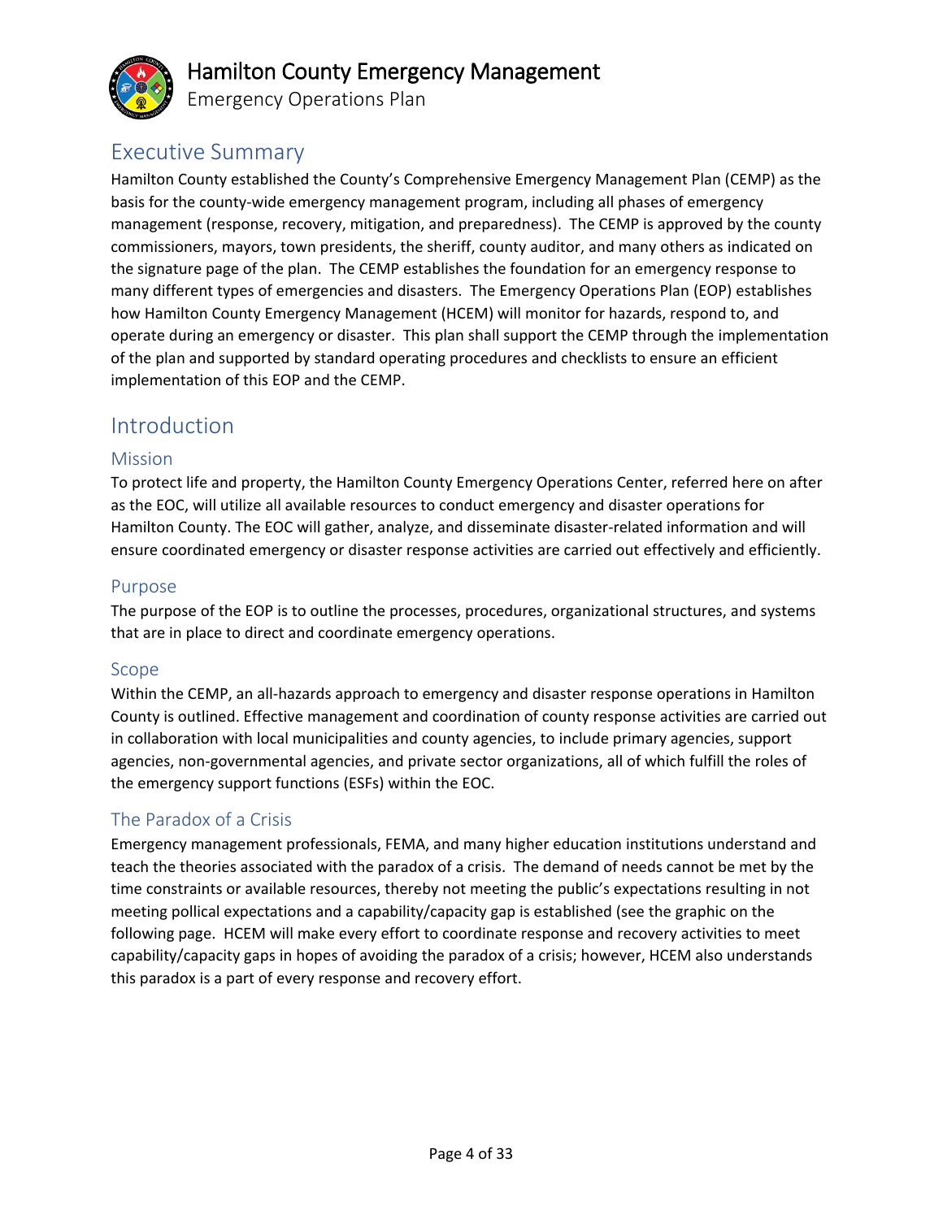# Executive Summary

Hamilton County established the County's Comprehensive Emergency Management Plan (CEMP) as the basis for the county-wide emergency management program, including all phases of emergency management (response, recovery, mitigation, and preparedness). The CEMP is approved by the county commissioners, mayors, town presidents, the sheriff, county auditor, and many others as indicated on the signature page of the plan. The CEMP establishes the foundation for an emergency response to many different types of emergencies and disasters. The Emergency Operations Plan (EOP) establishes how Hamilton County Emergency Management (HCEM) will monitor for hazards, respond to, and operate during an emergency or disaster. This plan shall support the CEMP through the implementation of the plan and supported by standard operating procedures and checklists to ensure an efficient implementation of this EOP and the CEMP.

# Introduction

## Mission

To protect life and property, the Hamilton County Emergency Operations Center, referred here on after as the EOC, will utilize all available resources to conduct emergency and disaster operations for Hamilton County. The EOC will gather, analyze, and disseminate disaster-related information and will ensure coordinated emergency or disaster response activities are carried out effectively and efficiently.

## Purpose

The purpose of the EOP is to outline the processes, procedures, organizational structures, and systems that are in place to direct and coordinate emergency operations.

## Scope

Within the CEMP, an all-hazards approach to emergency and disaster response operations in Hamilton County is outlined. Effective management and coordination of county response activities are carried out in collaboration with local municipalities and county agencies, to include primary agencies, support agencies, non-governmental agencies, and private sector organizations, all of which fulfill the roles of the emergency support functions (ESFs) within the EOC.

## The Paradox of a Crisis

Emergency management professionals, FEMA, and many higher education institutions understand and teach the theories associated with the paradox of a crisis. The demand of needs cannot be met by the time constraints or available resources, thereby not meeting the public's expectations resulting in not meeting pollical expectations and a capability/capacity gap is established (see the graphic on the following page. HCEM will make every effort to coordinate response and recovery activities to meet capability/capacity gaps in hopes of avoiding the paradox of a crisis; however, HCEM also understands this paradox is a part of every response and recovery effort.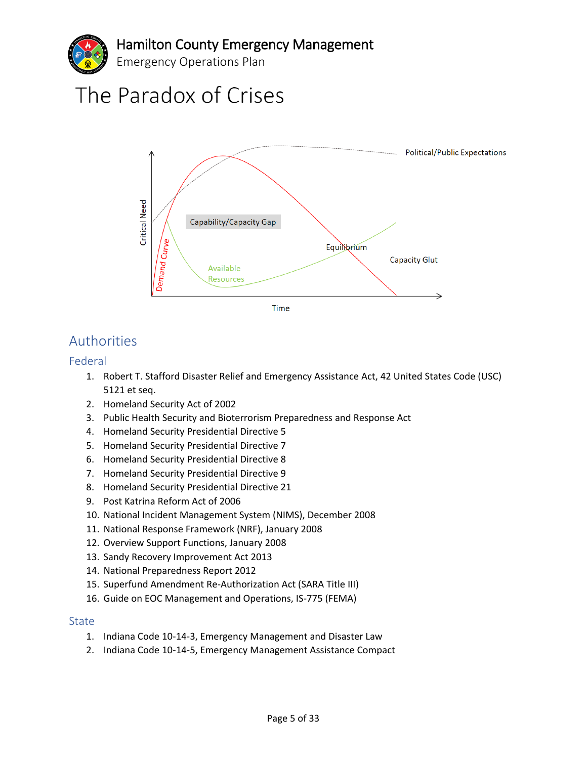# The Paradox of Crises

## Authorities

### Federal

1. Robert T. Stafford Disaster Relief and Emergency Assistance Act, 42 United States Code (USC) 5121 et seq.
2. Homeland Security Act of 2002
3. Public Health Security and Bioterrorism Preparedness and Response Act
4. Homeland Security Presidential Directive 5
5. Homeland Security Presidential Directive 7
6. Homeland Security Presidential Directive 8
7. Homeland Security Presidential Directive 9
8. Homeland Security Presidential Directive 21
9. Post Katrina Reform Act of 2006
10. National Incident Management System (NIMS), December 2008
11. National Response Framework (NRF), January 2008
12. Overview Support Functions, January 2008
13. Sandy Recovery Improvement Act 2013
14. National Preparedness Report 2012
15. Superfund Amendment Re-Authorization Act (SARA Title III)
16. Guide on EOC Management and Operations, IS-775 (FEMA)

### State

1. Indiana Code 10-14-3, Emergency Management and Disaster Law
2. Indiana Code 10-14-5, Emergency Management Assistance Compact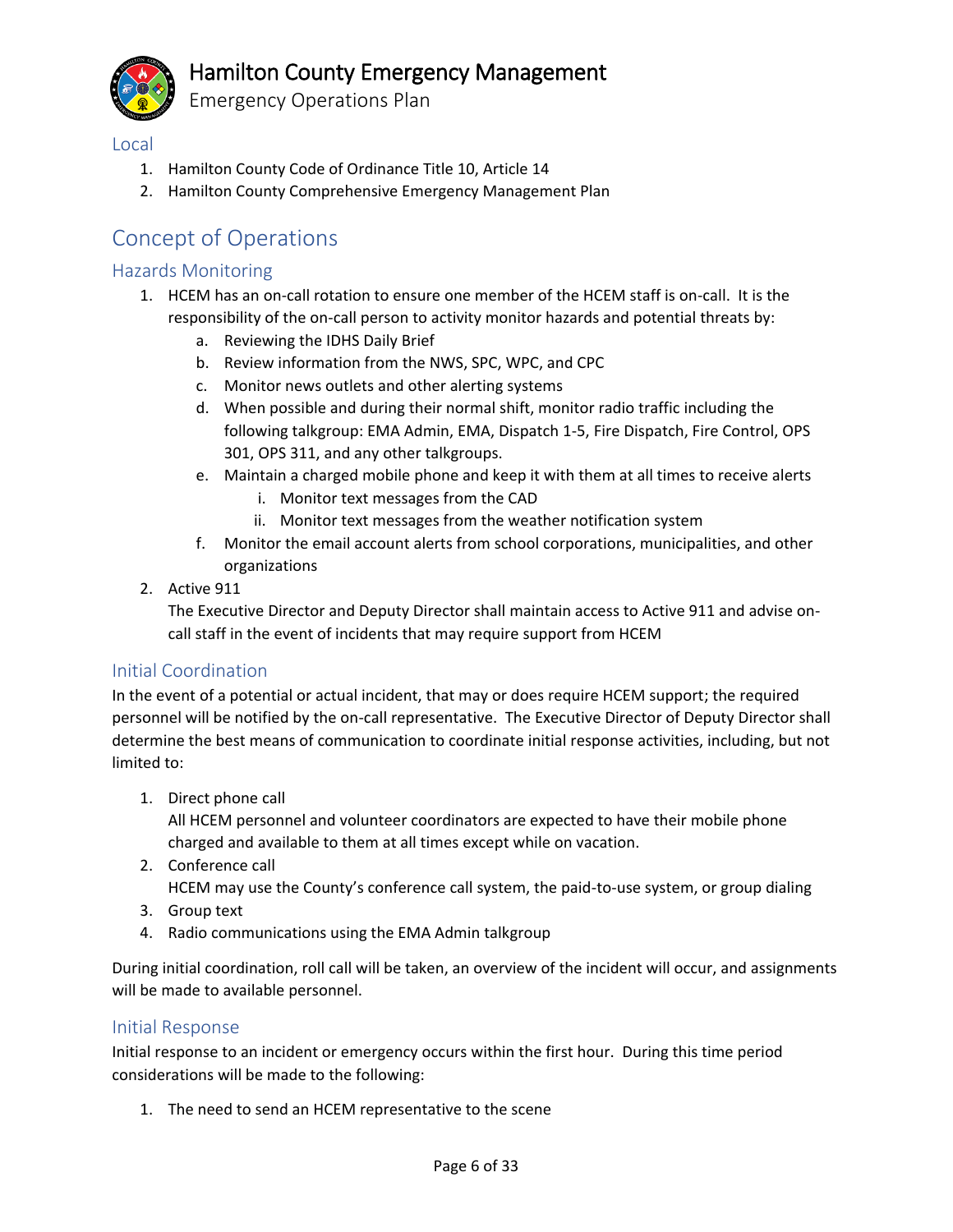### Local

1. Hamilton County Code of Ordinance Title 10, Article 14
2. Hamilton County Comprehensive Emergency Management Plan

## Concept of Operations

### Hazards Monitoring

1. HCEM has an on-call rotation to ensure one member of the HCEM staff is on-call. It is the responsibility of the on-call person to activity monitor hazards and potential threats by:
    a. Reviewing the IDHS Daily Brief
    b. Review information from the NWS, SPC, WPC, and CPC
    c. Monitor news outlets and other alerting systems
    d. When possible and during their normal shift, monitor radio traffic including the following talkgroup: EMA Admin, EMA, Dispatch 1-5, Fire Dispatch, Fire Control, OPS 301, OPS 311, and any other talkgroups.
    e. Maintain a charged mobile phone and keep it with them at all times to receive alerts
        i. Monitor text messages from the CAD
        ii. Monitor text messages from the weather notification system
    f. Monitor the email account alerts from school corporations, municipalities, and other organizations
2. Active 911
   The Executive Director and Deputy Director shall maintain access to Active 911 and advise on-call staff in the event of incidents that may require support from HCEM

### Initial Coordination

In the event of a potential or actual incident, that may or does require HCEM support; the required personnel will be notified by the on-call representative. The Executive Director of Deputy Director shall determine the best means of communication to coordinate initial response activities, including, but not limited to:

1. Direct phone call
   All HCEM personnel and volunteer coordinators are expected to have their mobile phone charged and available to them at all times except while on vacation.
2. Conference call
   HCEM may use the County's conference call system, the paid-to-use system, or group dialing
3. Group text
4. Radio communications using the EMA Admin talkgroup

During initial coordination, roll call will be taken, an overview of the incident will occur, and assignments will be made to available personnel.

### Initial Response

Initial response to an incident or emergency occurs within the first hour. During this time period considerations will be made to the following:

1. The need to send an HCEM representative to the scene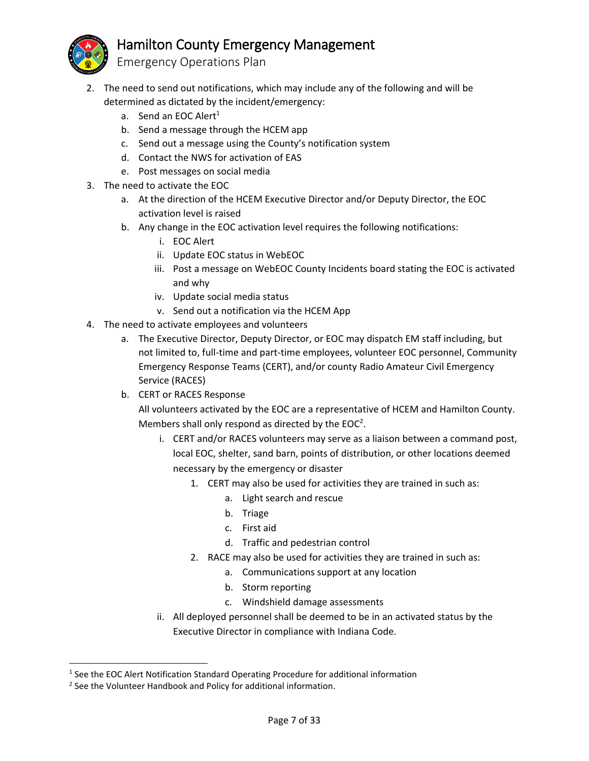2. The need to send out notifications, which may include any of the following and will be determined as dictated by the incident/emergency:
    a. Send an EOC Alert[1]
    b. Send a message through the HCEM app
    c. Send out a message using the County's notification system
    d. Contact the NWS for activation of EAS
    e. Post messages on social media
3. The need to activate the EOC
    a. At the direction of the HCEM Executive Director and/or Deputy Director, the EOC activation level is raised
    b. Any change in the EOC activation level requires the following notifications:
        i. EOC Alert
        ii. Update EOC status in WebEOC
        iii. Post a message on WebEOC County Incidents board stating the EOC is activated and why
        iv. Update social media status
        v. Send out a notification via the HCEM App
4. The need to activate employees and volunteers
    a. The Executive Director, Deputy Director, or EOC may dispatch EM staff including, but not limited to, full-time and part-time employees, volunteer EOC personnel, Community Emergency Response Teams (CERT), and/or county Radio Amateur Civil Emergency Service (RACES)
    b. CERT or RACES Response

       All volunteers activated by the EOC are a representative of HCEM and Hamilton County. Members shall only respond as directed by the EOC[2].
        i. CERT and/or RACES volunteers may serve as a liaison between a command post, local EOC, shelter, sand barn, points of distribution, or other locations deemed necessary by the emergency or disaster
            1. CERT may also be used for activities they are trained in such as:
                a. Light search and rescue
                b. Triage
                c. First aid
                d. Traffic and pedestrian control
            2. RACE may also be used for activities they are trained in such as:
                a. Communications support at any location
                b. Storm reporting
                c. Windshield damage assessments
        ii. All deployed personnel shall be deemed to be in an activated status by the Executive Director in compliance with Indiana Code.

---

[1] See the EOC Alert Notification Standard Operating Procedure for additional information

[2] See the Volunteer Handbook and Policy for additional information.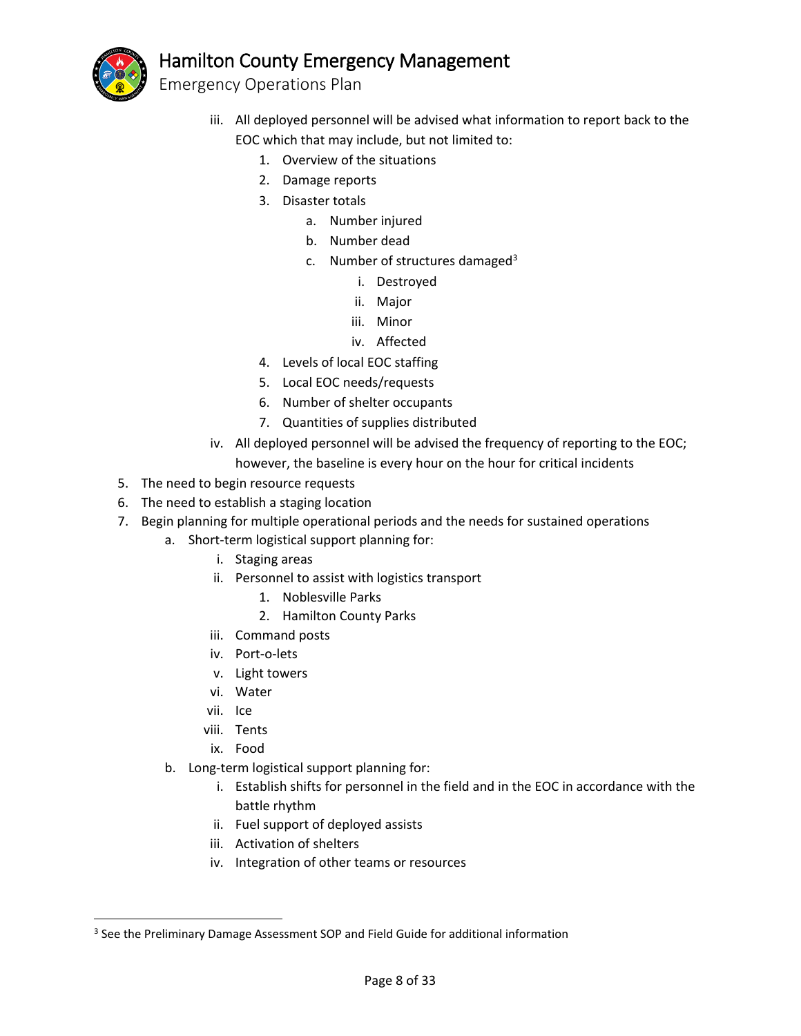iii. All deployed personnel will be advised what information to report back to the EOC which that may include, but not limited to:
      1. Overview of the situations
      2. Damage reports
      3. Disaster totals
         a. Number injured
         b. Number dead
         c. Number of structures damaged[3]
            i. Destroyed
            ii. Major
            iii. Minor
            iv. Affected
      4. Levels of local EOC staffing
      5. Local EOC needs/requests
      6. Number of shelter occupants
      7. Quantities of supplies distributed
   iv. All deployed personnel will be advised the frequency of reporting to the EOC; however, the baseline is every hour on the hour for critical incidents

5. The need to begin resource requests
6. The need to establish a staging location
7. Begin planning for multiple operational periods and the needs for sustained operations
   a. Short-term logistical support planning for:
      i. Staging areas
      ii. Personnel to assist with logistics transport
         1. Noblesville Parks
         2. Hamilton County Parks
      iii. Command posts
      iv. Port-o-lets
      v. Light towers
      vi. Water
      vii. Ice
      viii. Tents
      ix. Food
   b. Long-term logistical support planning for:
      i. Establish shifts for personnel in the field and in the EOC in accordance with the battle rhythm
      ii. Fuel support of deployed assists
      iii. Activation of shelters
      iv. Integration of other teams or resources

---

[3] See the Preliminary Damage Assessment SOP and Field Guide for additional information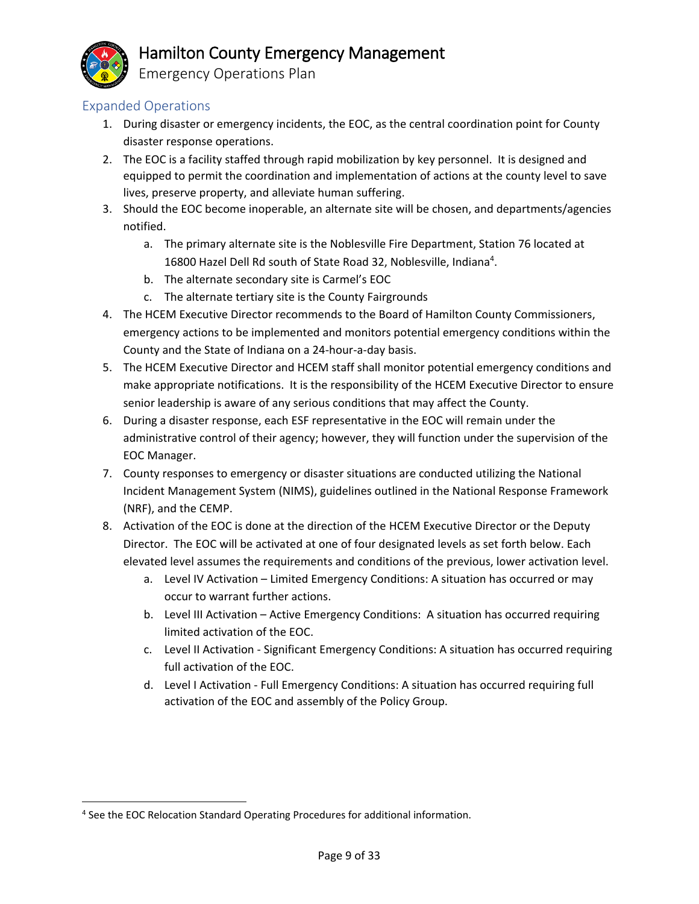## Expanded Operations

1. During disaster or emergency incidents, the EOC, as the central coordination point for County disaster response operations.
2. The EOC is a facility staffed through rapid mobilization by key personnel. It is designed and equipped to permit the coordination and implementation of actions at the county level to save lives, preserve property, and alleviate human suffering.
3. Should the EOC become inoperable, an alternate site will be chosen, and departments/agencies notified.
   a. The primary alternate site is the Noblesville Fire Department, Station 76 located at 16800 Hazel Dell Rd south of State Road 32, Noblesville, Indiana[4].
   b. The alternate secondary site is Carmel's EOC
   c. The alternate tertiary site is the County Fairgrounds
4. The HCEM Executive Director recommends to the Board of Hamilton County Commissioners, emergency actions to be implemented and monitors potential emergency conditions within the County and the State of Indiana on a 24-hour-a-day basis.
5. The HCEM Executive Director and HCEM staff shall monitor potential emergency conditions and make appropriate notifications. It is the responsibility of the HCEM Executive Director to ensure senior leadership is aware of any serious conditions that may affect the County.
6. During a disaster response, each ESF representative in the EOC will remain under the administrative control of their agency; however, they will function under the supervision of the EOC Manager.
7. County responses to emergency or disaster situations are conducted utilizing the National Incident Management System (NIMS), guidelines outlined in the National Response Framework (NRF), and the CEMP.
8. Activation of the EOC is done at the direction of the HCEM Executive Director or the Deputy Director. The EOC will be activated at one of four designated levels as set forth below. Each elevated level assumes the requirements and conditions of the previous, lower activation level.
   a. Level IV Activation – Limited Emergency Conditions: A situation has occurred or may occur to warrant further actions.
   b. Level III Activation – Active Emergency Conditions: A situation has occurred requiring limited activation of the EOC.
   c. Level II Activation - Significant Emergency Conditions: A situation has occurred requiring full activation of the EOC.
   d. Level I Activation - Full Emergency Conditions: A situation has occurred requiring full activation of the EOC and assembly of the Policy Group.

---

[4] See the EOC Relocation Standard Operating Procedures for additional information.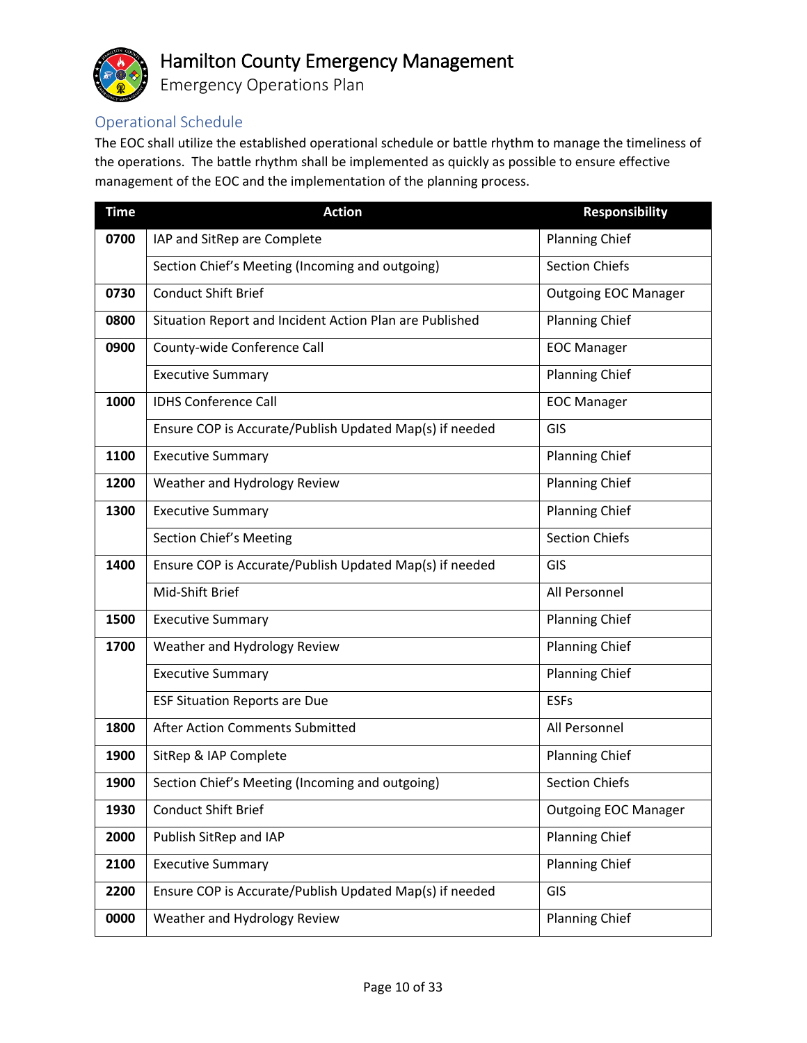## Operational Schedule

The EOC shall utilize the established operational schedule or battle rhythm to manage the timeliness of the operations. The battle rhythm shall be implemented as quickly as possible to ensure effective management of the EOC and the implementation of the planning process.

| Time | Action | Responsibility |
|---|---|---|
| **0700** | IAP and SitRep are Complete | Planning Chief |
| | Section Chief's Meeting (Incoming and outgoing) | Section Chiefs |
| **0730** | Conduct Shift Brief | Outgoing EOC Manager |
| **0800** | Situation Report and Incident Action Plan are Published | Planning Chief |
| **0900** | County-wide Conference Call | EOC Manager |
| | Executive Summary | Planning Chief |
| **1000** | IDHS Conference Call | EOC Manager |
| | Ensure COP is Accurate/Publish Updated Map(s) if needed | GIS |
| **1100** | Executive Summary | Planning Chief |
| **1200** | Weather and Hydrology Review | Planning Chief |
| **1300** | Executive Summary | Planning Chief |
| | Section Chief's Meeting | Section Chiefs |
| **1400** | Ensure COP is Accurate/Publish Updated Map(s) if needed | GIS |
| | Mid-Shift Brief | All Personnel |
| **1500** | Executive Summary | Planning Chief |
| **1700** | Weather and Hydrology Review | Planning Chief |
| | Executive Summary | Planning Chief |
| | ESF Situation Reports are Due | ESFs |
| **1800** | After Action Comments Submitted | All Personnel |
| **1900** | SitRep & IAP Complete | Planning Chief |
| **1900** | Section Chief's Meeting (Incoming and outgoing) | Section Chiefs |
| **1930** | Conduct Shift Brief | Outgoing EOC Manager |
| **2000** | Publish SitRep and IAP | Planning Chief |
| **2100** | Executive Summary | Planning Chief |
| **2200** | Ensure COP is Accurate/Publish Updated Map(s) if needed | GIS |
| **0000** | Weather and Hydrology Review | Planning Chief |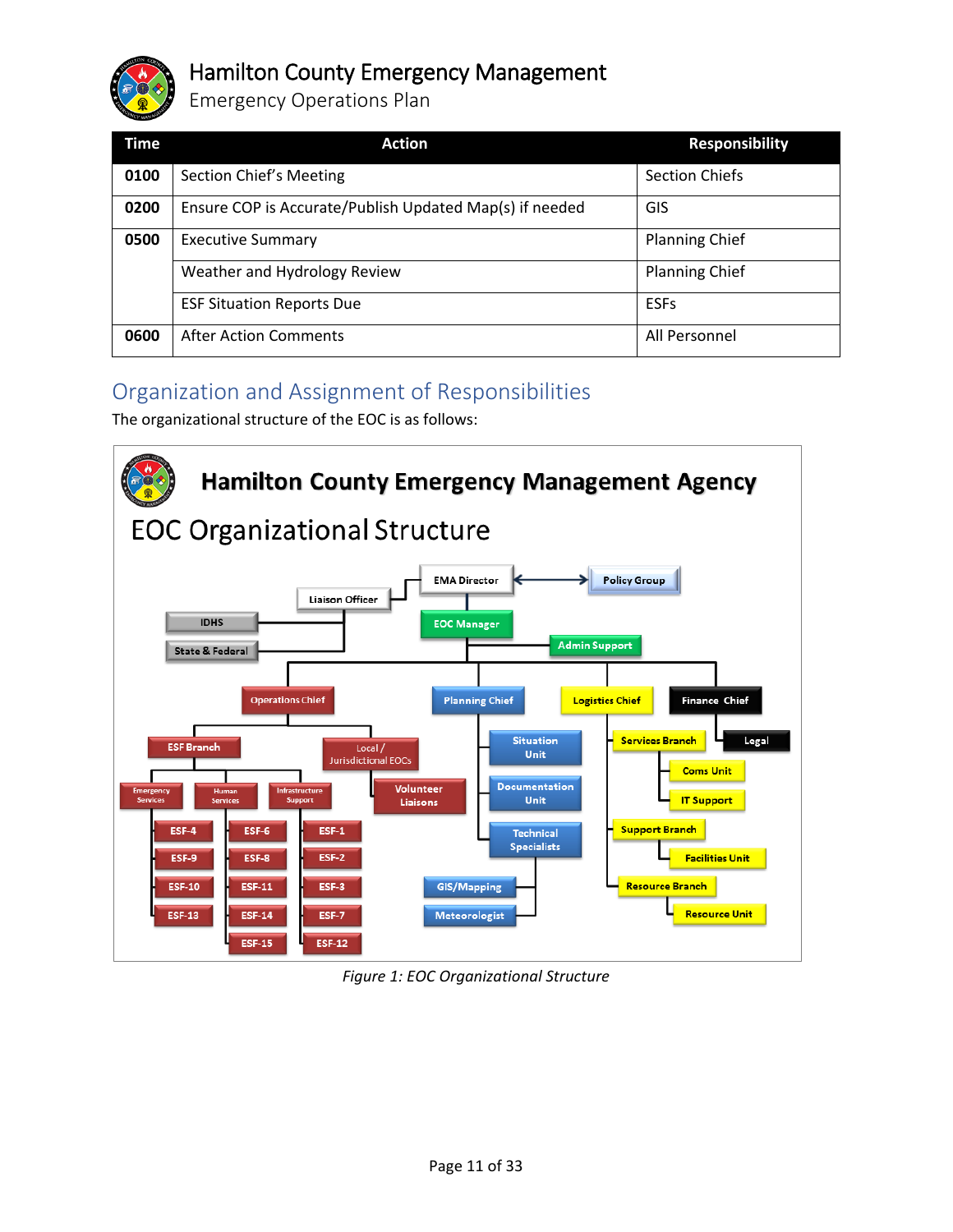| Time | Action | Responsibility |
|---|---|---|
| **0100** | Section Chief's Meeting | Section Chiefs |
| **0200** | Ensure COP is Accurate/Publish Updated Map(s) if needed | GIS |
| **0500** | Executive Summary | Planning Chief |
| | Weather and Hydrology Review | Planning Chief |
| | ESF Situation Reports Due | ESFs |
| **0600** | After Action Comments | All Personnel |

## Organization and Assignment of Responsibilities

The organizational structure of the EOC is as follows:

*Figure 1: EOC Organizational Structure*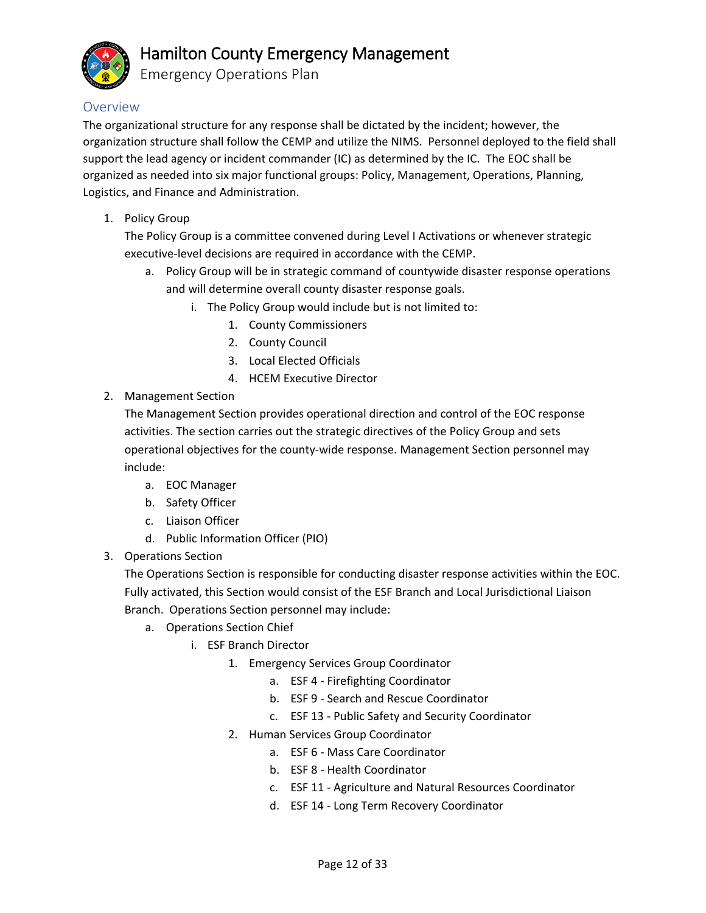## Overview

The organizational structure for any response shall be dictated by the incident; however, the organization structure shall follow the CEMP and utilize the NIMS. Personnel deployed to the field shall support the lead agency or incident commander (IC) as determined by the IC. The EOC shall be organized as needed into six major functional groups: Policy, Management, Operations, Planning, Logistics, and Finance and Administration.

1. Policy Group

   The Policy Group is a committee convened during Level I Activations or whenever strategic executive-level decisions are required in accordance with the CEMP.

   a. Policy Group will be in strategic command of countywide disaster response operations and will determine overall county disaster response goals.

      i. The Policy Group would include but is not limited to:

         1. County Commissioners
         2. County Council
         3. Local Elected Officials
         4. HCEM Executive Director

2. Management Section

   The Management Section provides operational direction and control of the EOC response activities. The section carries out the strategic directives of the Policy Group and sets operational objectives for the county-wide response. Management Section personnel may include:

   a. EOC Manager
   b. Safety Officer
   c. Liaison Officer
   d. Public Information Officer (PIO)

3. Operations Section

   The Operations Section is responsible for conducting disaster response activities within the EOC. Fully activated, this Section would consist of the ESF Branch and Local Jurisdictional Liaison Branch. Operations Section personnel may include:

   a. Operations Section Chief

      i. ESF Branch Director

         1. Emergency Services Group Coordinator

            a. ESF 4 - Firefighting Coordinator
            b. ESF 9 - Search and Rescue Coordinator
            c. ESF 13 - Public Safety and Security Coordinator

         2. Human Services Group Coordinator

            a. ESF 6 - Mass Care Coordinator
            b. ESF 8 - Health Coordinator
            c. ESF 11 - Agriculture and Natural Resources Coordinator
            d. ESF 14 - Long Term Recovery Coordinator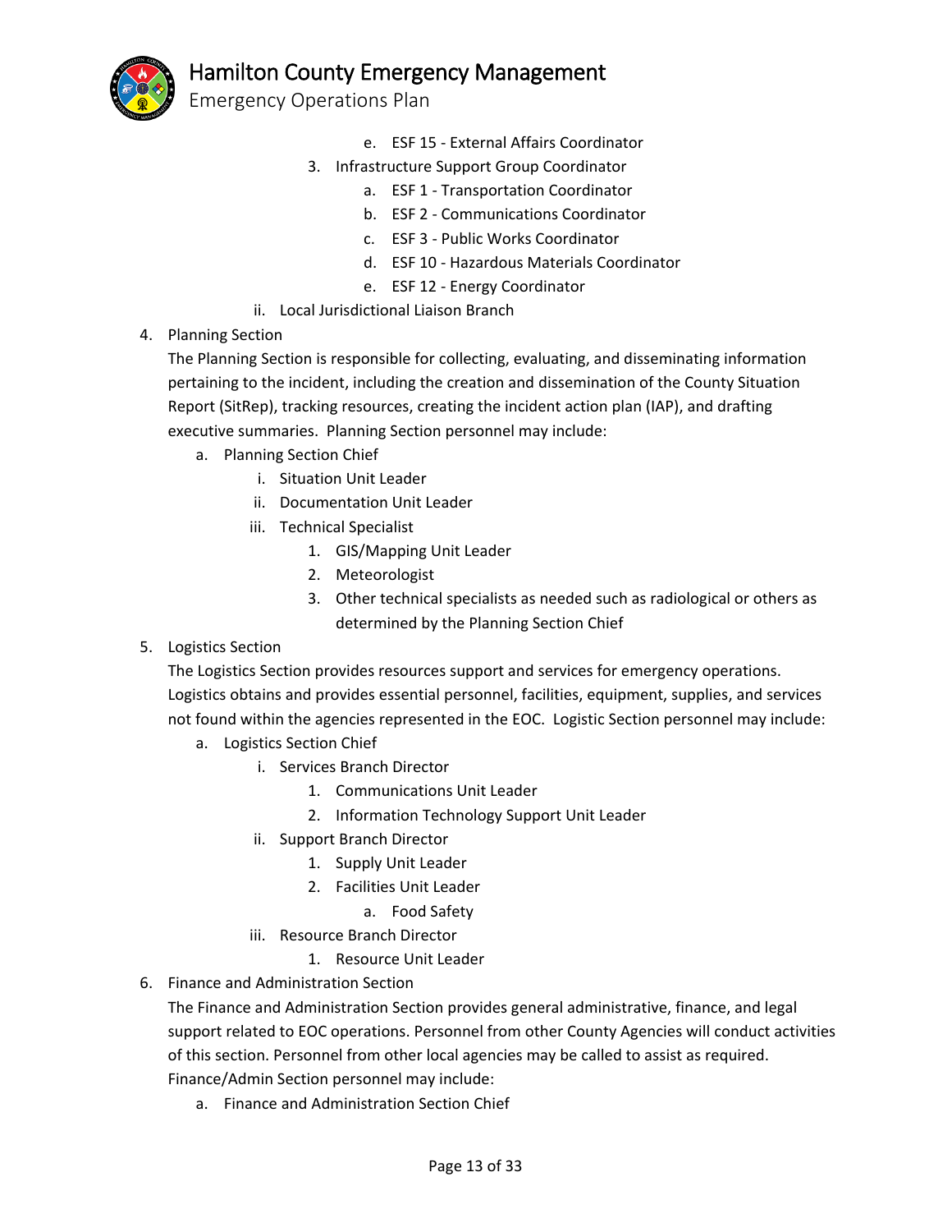e. ESF 15 - External Affairs Coordinator
      3. Infrastructure Support Group Coordinator
         a. ESF 1 - Transportation Coordinator
         b. ESF 2 - Communications Coordinator
         c. ESF 3 - Public Works Coordinator
         d. ESF 10 - Hazardous Materials Coordinator
         e. ESF 12 - Energy Coordinator
   ii. Local Jurisdictional Liaison Branch

4. Planning Section

   The Planning Section is responsible for collecting, evaluating, and disseminating information pertaining to the incident, including the creation and dissemination of the County Situation Report (SitRep), tracking resources, creating the incident action plan (IAP), and drafting executive summaries. Planning Section personnel may include:

   a. Planning Section Chief
      i. Situation Unit Leader
      ii. Documentation Unit Leader
      iii. Technical Specialist
         1. GIS/Mapping Unit Leader
         2. Meteorologist
         3. Other technical specialists as needed such as radiological or others as determined by the Planning Section Chief

5. Logistics Section

   The Logistics Section provides resources support and services for emergency operations. Logistics obtains and provides essential personnel, facilities, equipment, supplies, and services not found within the agencies represented in the EOC. Logistic Section personnel may include:

   a. Logistics Section Chief
      i. Services Branch Director
         1. Communications Unit Leader
         2. Information Technology Support Unit Leader
      ii. Support Branch Director
         1. Supply Unit Leader
         2. Facilities Unit Leader
            a. Food Safety
      iii. Resource Branch Director
         1. Resource Unit Leader

6. Finance and Administration Section

   The Finance and Administration Section provides general administrative, finance, and legal support related to EOC operations. Personnel from other County Agencies will conduct activities of this section. Personnel from other local agencies may be called to assist as required. Finance/Admin Section personnel may include:

   a. Finance and Administration Section Chief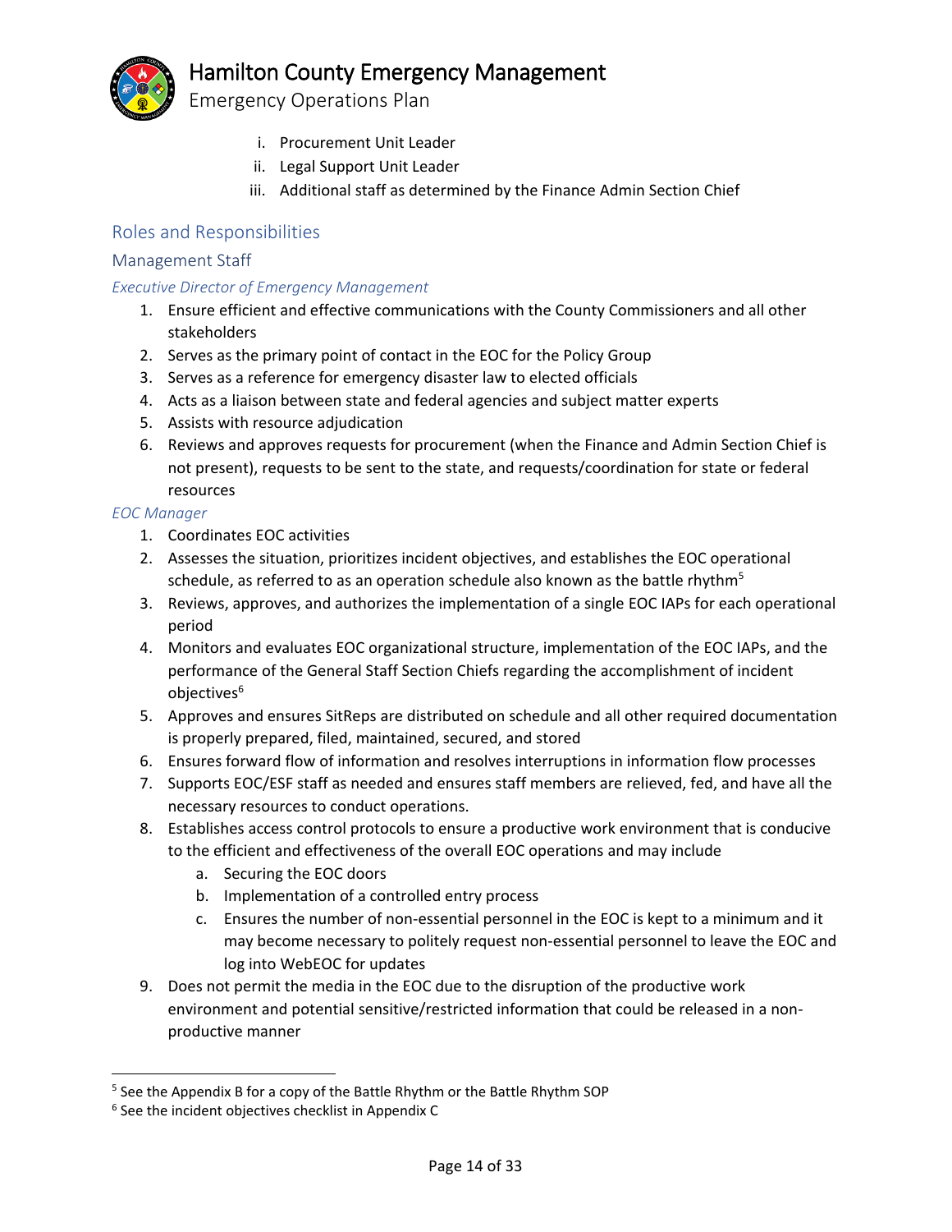i. Procurement Unit Leader
ii. Legal Support Unit Leader
iii. Additional staff as determined by the Finance Admin Section Chief

## Roles and Responsibilities

### Management Staff

#### *Executive Director of Emergency Management*

1. Ensure efficient and effective communications with the County Commissioners and all other stakeholders
2. Serves as the primary point of contact in the EOC for the Policy Group
3. Serves as a reference for emergency disaster law to elected officials
4. Acts as a liaison between state and federal agencies and subject matter experts
5. Assists with resource adjudication
6. Reviews and approves requests for procurement (when the Finance and Admin Section Chief is not present), requests to be sent to the state, and requests/coordination for state or federal resources

#### *EOC Manager*

1. Coordinates EOC activities
2. Assesses the situation, prioritizes incident objectives, and establishes the EOC operational schedule, as referred to as an operation schedule also known as the battle rhythm[5]
3. Reviews, approves, and authorizes the implementation of a single EOC IAPs for each operational period
4. Monitors and evaluates EOC organizational structure, implementation of the EOC IAPs, and the performance of the General Staff Section Chiefs regarding the accomplishment of incident objectives[6]
5. Approves and ensures SitReps are distributed on schedule and all other required documentation is properly prepared, filed, maintained, secured, and stored
6. Ensures forward flow of information and resolves interruptions in information flow processes
7. Supports EOC/ESF staff as needed and ensures staff members are relieved, fed, and have all the necessary resources to conduct operations.
8. Establishes access control protocols to ensure a productive work environment that is conducive to the efficient and effectiveness of the overall EOC operations and may include
   a. Securing the EOC doors
   b. Implementation of a controlled entry process
   c. Ensures the number of non-essential personnel in the EOC is kept to a minimum and it may become necessary to politely request non-essential personnel to leave the EOC and log into WebEOC for updates
9. Does not permit the media in the EOC due to the disruption of the productive work environment and potential sensitive/restricted information that could be released in a non-productive manner

---

[5] See the Appendix B for a copy of the Battle Rhythm or the Battle Rhythm SOP

[6] See the incident objectives checklist in Appendix C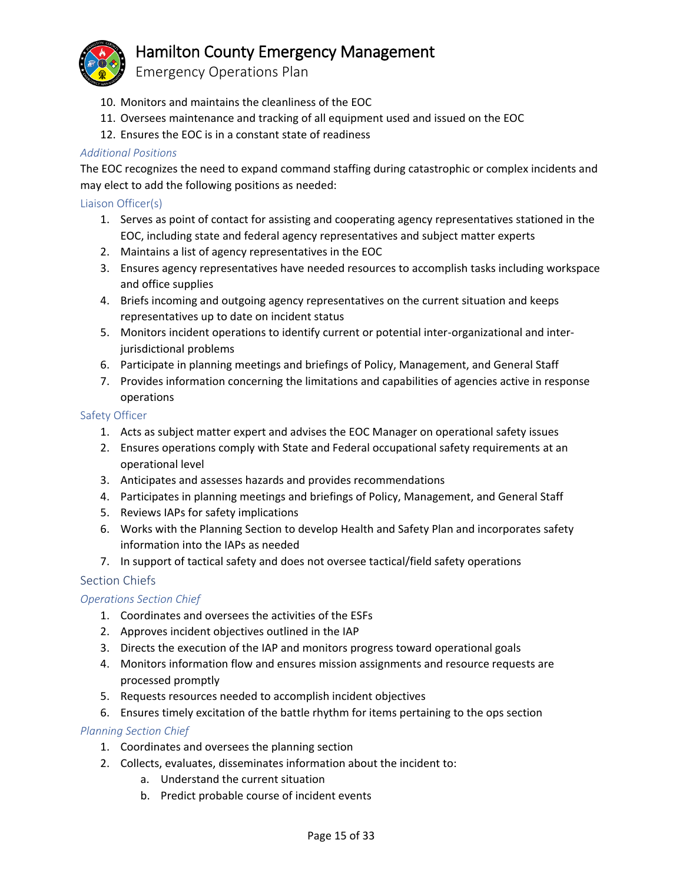10. Monitors and maintains the cleanliness of the EOC
11. Oversees maintenance and tracking of all equipment used and issued on the EOC
12. Ensures the EOC is in a constant state of readiness

#### *Additional Positions*

The EOC recognizes the need to expand command staffing during catastrophic or complex incidents and may elect to add the following positions as needed:

#### Liaison Officer(s)

1. Serves as point of contact for assisting and cooperating agency representatives stationed in the EOC, including state and federal agency representatives and subject matter experts
2. Maintains a list of agency representatives in the EOC
3. Ensures agency representatives have needed resources to accomplish tasks including workspace and office supplies
4. Briefs incoming and outgoing agency representatives on the current situation and keeps representatives up to date on incident status
5. Monitors incident operations to identify current or potential inter-organizational and inter-jurisdictional problems
6. Participate in planning meetings and briefings of Policy, Management, and General Staff
7. Provides information concerning the limitations and capabilities of agencies active in response operations

#### Safety Officer

1. Acts as subject matter expert and advises the EOC Manager on operational safety issues
2. Ensures operations comply with State and Federal occupational safety requirements at an operational level
3. Anticipates and assesses hazards and provides recommendations
4. Participates in planning meetings and briefings of Policy, Management, and General Staff
5. Reviews IAPs for safety implications
6. Works with the Planning Section to develop Health and Safety Plan and incorporates safety information into the IAPs as needed
7. In support of tactical safety and does not oversee tactical/field safety operations

### Section Chiefs

#### *Operations Section Chief*

1. Coordinates and oversees the activities of the ESFs
2. Approves incident objectives outlined in the IAP
3. Directs the execution of the IAP and monitors progress toward operational goals
4. Monitors information flow and ensures mission assignments and resource requests are processed promptly
5. Requests resources needed to accomplish incident objectives
6. Ensures timely excitation of the battle rhythm for items pertaining to the ops section

#### *Planning Section Chief*

1. Coordinates and oversees the planning section
2. Collects, evaluates, disseminates information about the incident to:
   a. Understand the current situation
   b. Predict probable course of incident events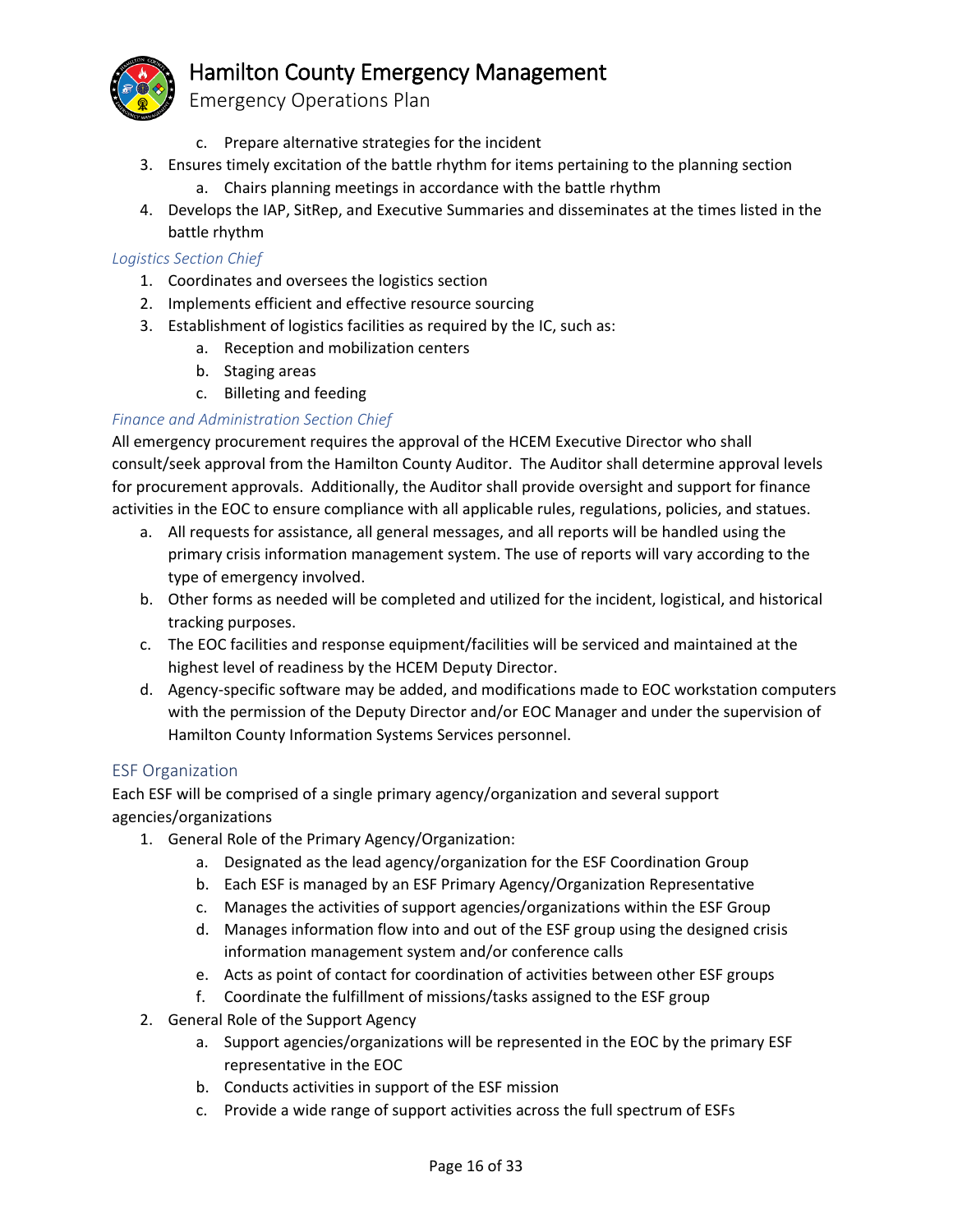c. Prepare alternative strategies for the incident
3. Ensures timely excitation of the battle rhythm for items pertaining to the planning section
   a. Chairs planning meetings in accordance with the battle rhythm
4. Develops the IAP, SitRep, and Executive Summaries and disseminates at the times listed in the battle rhythm

*Logistics Section Chief*

1. Coordinates and oversees the logistics section
2. Implements efficient and effective resource sourcing
3. Establishment of logistics facilities as required by the IC, such as:
   a. Reception and mobilization centers
   b. Staging areas
   c. Billeting and feeding

*Finance and Administration Section Chief*

All emergency procurement requires the approval of the HCEM Executive Director who shall consult/seek approval from the Hamilton County Auditor. The Auditor shall determine approval levels for procurement approvals. Additionally, the Auditor shall provide oversight and support for finance activities in the EOC to ensure compliance with all applicable rules, regulations, policies, and statues.

a. All requests for assistance, all general messages, and all reports will be handled using the primary crisis information management system. The use of reports will vary according to the type of emergency involved.
b. Other forms as needed will be completed and utilized for the incident, logistical, and historical tracking purposes.
c. The EOC facilities and response equipment/facilities will be serviced and maintained at the highest level of readiness by the HCEM Deputy Director.
d. Agency-specific software may be added, and modifications made to EOC workstation computers with the permission of the Deputy Director and/or EOC Manager and under the supervision of Hamilton County Information Systems Services personnel.

## ESF Organization

Each ESF will be comprised of a single primary agency/organization and several support agencies/organizations

1. General Role of the Primary Agency/Organization:
   a. Designated as the lead agency/organization for the ESF Coordination Group
   b. Each ESF is managed by an ESF Primary Agency/Organization Representative
   c. Manages the activities of support agencies/organizations within the ESF Group
   d. Manages information flow into and out of the ESF group using the designed crisis information management system and/or conference calls
   e. Acts as point of contact for coordination of activities between other ESF groups
   f. Coordinate the fulfillment of missions/tasks assigned to the ESF group
2. General Role of the Support Agency
   a. Support agencies/organizations will be represented in the EOC by the primary ESF representative in the EOC
   b. Conducts activities in support of the ESF mission
   c. Provide a wide range of support activities across the full spectrum of ESFs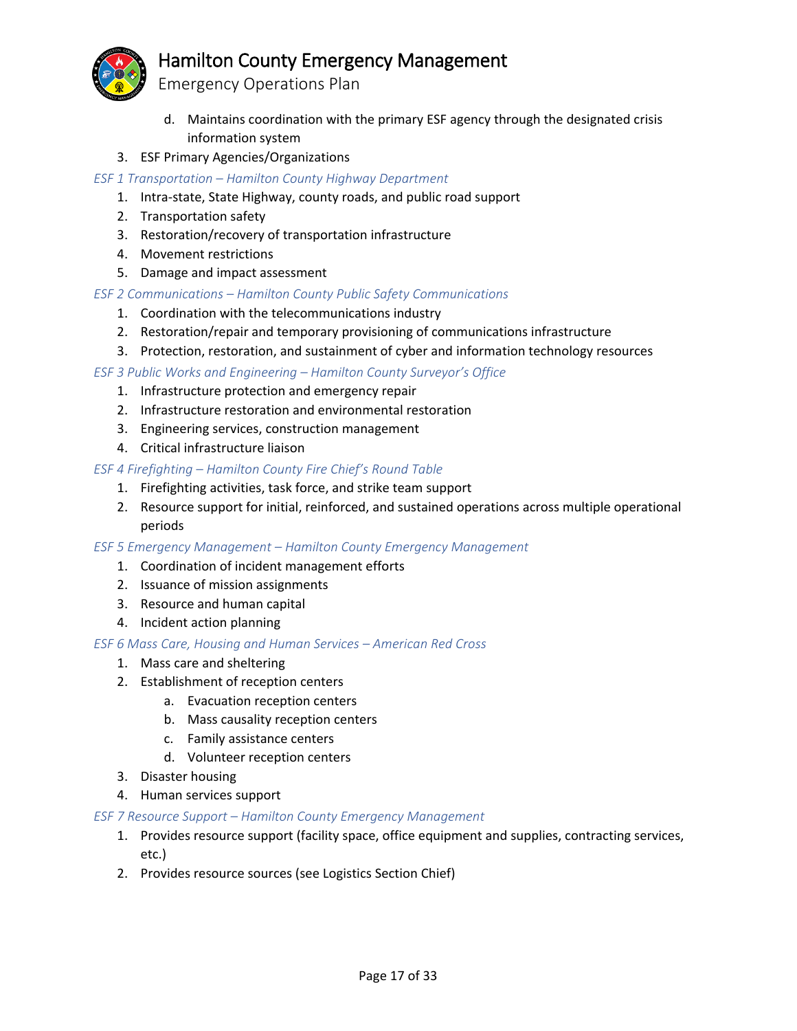d. Maintains coordination with the primary ESF agency through the designated crisis information system

3. ESF Primary Agencies/Organizations

*ESF 1 Transportation – Hamilton County Highway Department*

1. Intra-state, State Highway, county roads, and public road support
2. Transportation safety
3. Restoration/recovery of transportation infrastructure
4. Movement restrictions
5. Damage and impact assessment

*ESF 2 Communications – Hamilton County Public Safety Communications*

1. Coordination with the telecommunications industry
2. Restoration/repair and temporary provisioning of communications infrastructure
3. Protection, restoration, and sustainment of cyber and information technology resources

*ESF 3 Public Works and Engineering – Hamilton County Surveyor's Office*

1. Infrastructure protection and emergency repair
2. Infrastructure restoration and environmental restoration
3. Engineering services, construction management
4. Critical infrastructure liaison

*ESF 4 Firefighting – Hamilton County Fire Chief's Round Table*

1. Firefighting activities, task force, and strike team support
2. Resource support for initial, reinforced, and sustained operations across multiple operational periods

*ESF 5 Emergency Management – Hamilton County Emergency Management*

1. Coordination of incident management efforts
2. Issuance of mission assignments
3. Resource and human capital
4. Incident action planning

*ESF 6 Mass Care, Housing and Human Services – American Red Cross*

1. Mass care and sheltering
2. Establishment of reception centers
   a. Evacuation reception centers
   b. Mass causality reception centers
   c. Family assistance centers
   d. Volunteer reception centers
3. Disaster housing
4. Human services support

*ESF 7 Resource Support – Hamilton County Emergency Management*

1. Provides resource support (facility space, office equipment and supplies, contracting services, etc.)
2. Provides resource sources (see Logistics Section Chief)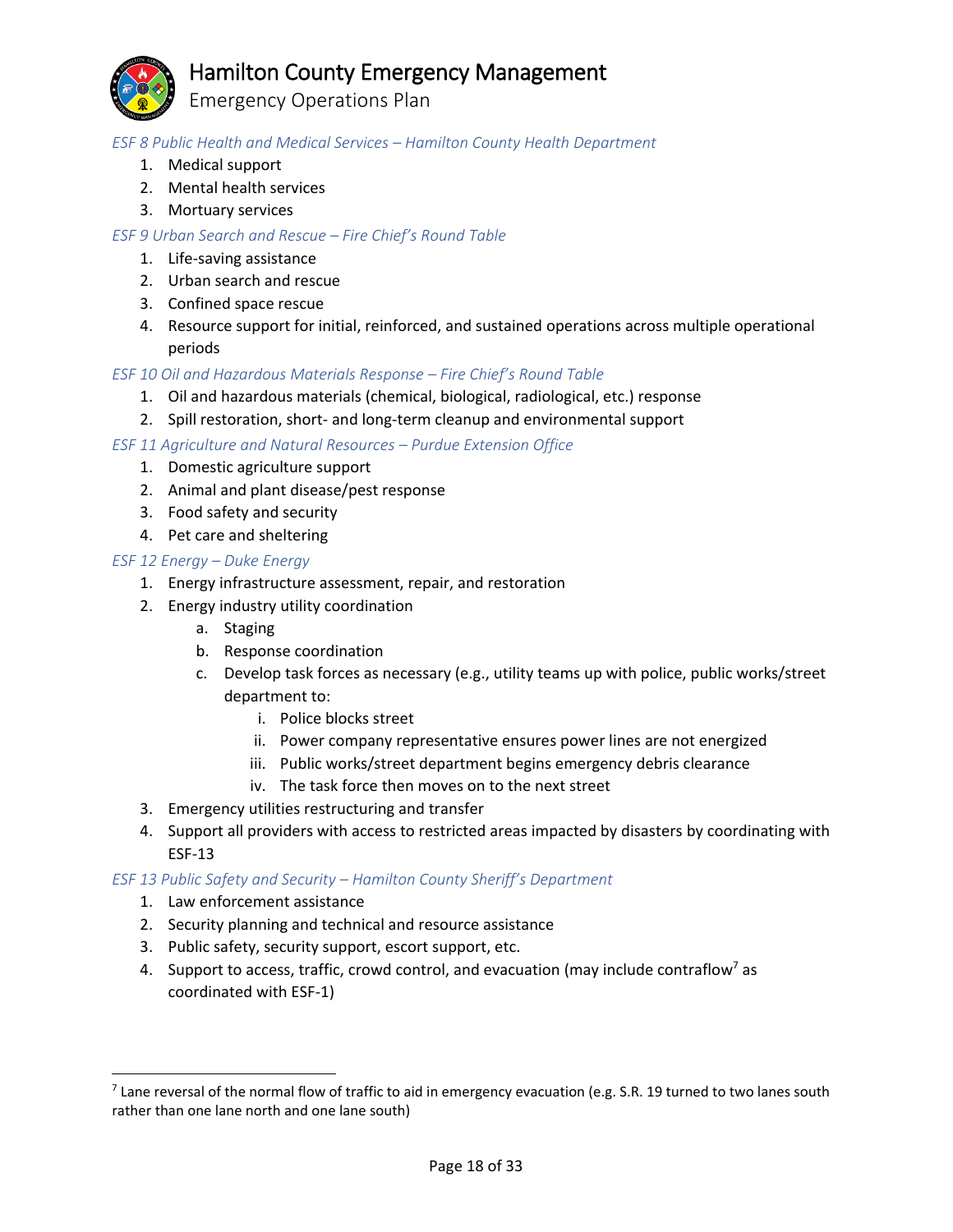*ESF 8 Public Health and Medical Services – Hamilton County Health Department*

1. Medical support
2. Mental health services
3. Mortuary services

*ESF 9 Urban Search and Rescue – Fire Chief's Round Table*

1. Life-saving assistance
2. Urban search and rescue
3. Confined space rescue
4. Resource support for initial, reinforced, and sustained operations across multiple operational periods

*ESF 10 Oil and Hazardous Materials Response – Fire Chief's Round Table*

1. Oil and hazardous materials (chemical, biological, radiological, etc.) response
2. Spill restoration, short- and long-term cleanup and environmental support

*ESF 11 Agriculture and Natural Resources – Purdue Extension Office*

1. Domestic agriculture support
2. Animal and plant disease/pest response
3. Food safety and security
4. Pet care and sheltering

*ESF 12 Energy – Duke Energy*

1. Energy infrastructure assessment, repair, and restoration
2. Energy industry utility coordination
    a. Staging
    b. Response coordination
    c. Develop task forces as necessary (e.g., utility teams up with police, public works/street department to:
        i. Police blocks street
        ii. Power company representative ensures power lines are not energized
        iii. Public works/street department begins emergency debris clearance
        iv. The task force then moves on to the next street
3. Emergency utilities restructuring and transfer
4. Support all providers with access to restricted areas impacted by disasters by coordinating with ESF-13

*ESF 13 Public Safety and Security – Hamilton County Sheriff's Department*

1. Law enforcement assistance
2. Security planning and technical and resource assistance
3. Public safety, security support, escort support, etc.
4. Support to access, traffic, crowd control, and evacuation (may include contraflow[7] as coordinated with ESF-1)

---

[7] Lane reversal of the normal flow of traffic to aid in emergency evacuation (e.g. S.R. 19 turned to two lanes south rather than one lane north and one lane south)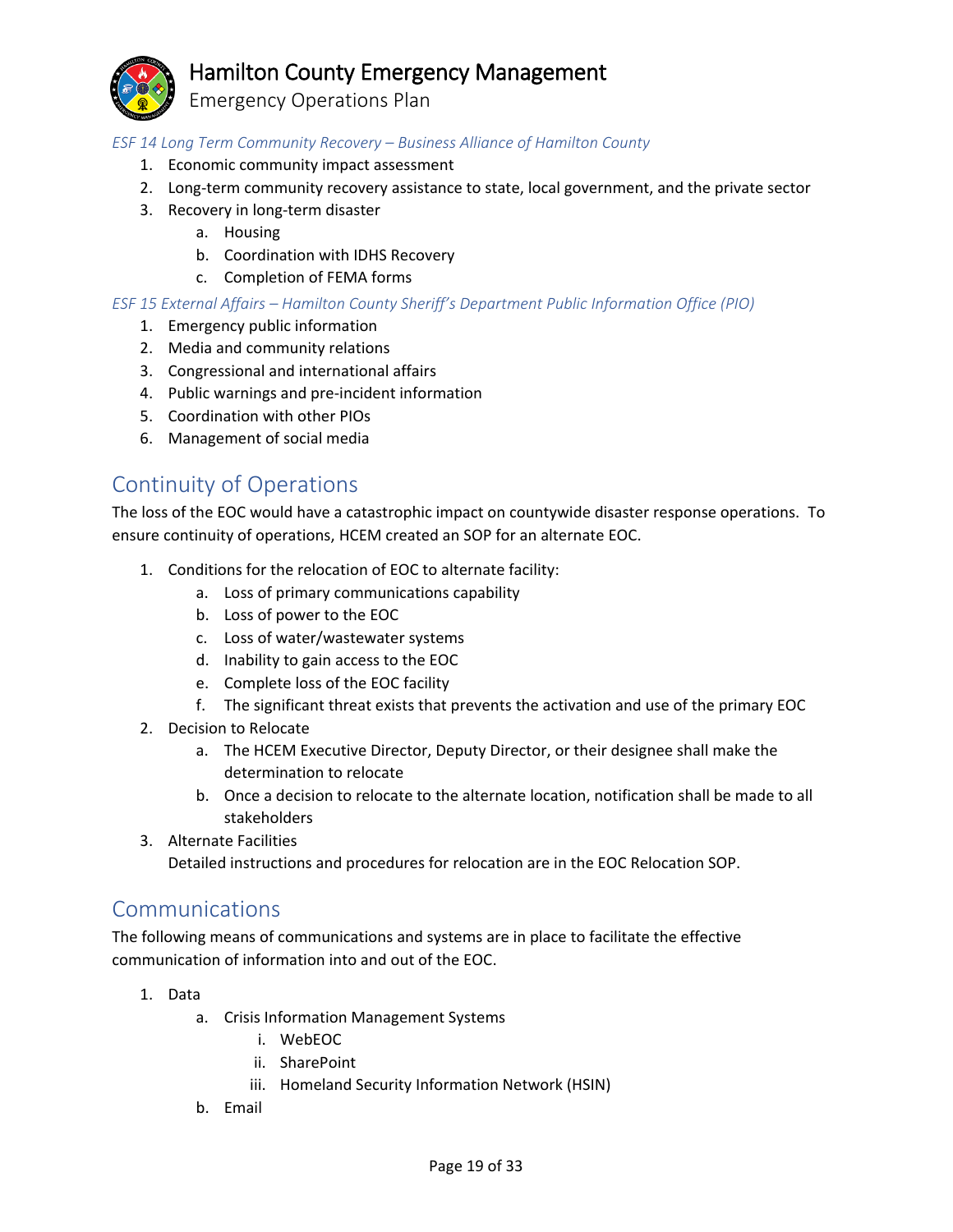*ESF 14 Long Term Community Recovery – Business Alliance of Hamilton County*

1. Economic community impact assessment
2. Long-term community recovery assistance to state, local government, and the private sector
3. Recovery in long-term disaster
    a. Housing
    b. Coordination with IDHS Recovery
    c. Completion of FEMA forms

*ESF 15 External Affairs – Hamilton County Sheriff's Department Public Information Office (PIO)*

1. Emergency public information
2. Media and community relations
3. Congressional and international affairs
4. Public warnings and pre-incident information
5. Coordination with other PIOs
6. Management of social media

## Continuity of Operations

The loss of the EOC would have a catastrophic impact on countywide disaster response operations. To ensure continuity of operations, HCEM created an SOP for an alternate EOC.

1. Conditions for the relocation of EOC to alternate facility:
    a. Loss of primary communications capability
    b. Loss of power to the EOC
    c. Loss of water/wastewater systems
    d. Inability to gain access to the EOC
    e. Complete loss of the EOC facility
    f. The significant threat exists that prevents the activation and use of the primary EOC
2. Decision to Relocate
    a. The HCEM Executive Director, Deputy Director, or their designee shall make the determination to relocate
    b. Once a decision to relocate to the alternate location, notification shall be made to all stakeholders
3. Alternate Facilities
   Detailed instructions and procedures for relocation are in the EOC Relocation SOP.

## Communications

The following means of communications and systems are in place to facilitate the effective communication of information into and out of the EOC.

1. Data
    a. Crisis Information Management Systems
        i. WebEOC
        ii. SharePoint
        iii. Homeland Security Information Network (HSIN)
    b. Email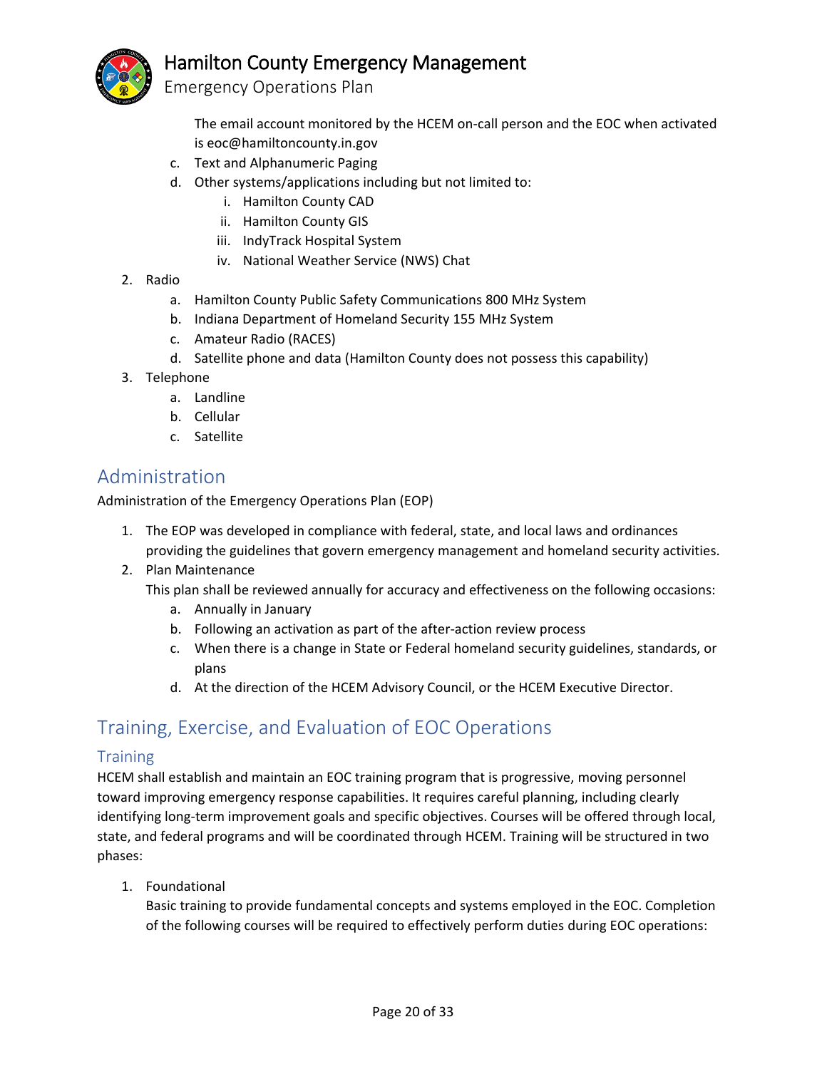The email account monitored by the HCEM on-call person and the EOC when activated is eoc@hamiltoncounty.in.gov

c. Text and Alphanumeric Paging
d. Other systems/applications including but not limited to:
    i. Hamilton County CAD
    ii. Hamilton County GIS
    iii. IndyTrack Hospital System
    iv. National Weather Service (NWS) Chat

2. Radio
    a. Hamilton County Public Safety Communications 800 MHz System
    b. Indiana Department of Homeland Security 155 MHz System
    c. Amateur Radio (RACES)
    d. Satellite phone and data (Hamilton County does not possess this capability)
3. Telephone
    a. Landline
    b. Cellular
    c. Satellite

## Administration

Administration of the Emergency Operations Plan (EOP)

1. The EOP was developed in compliance with federal, state, and local laws and ordinances providing the guidelines that govern emergency management and homeland security activities.
2. Plan Maintenance
   This plan shall be reviewed annually for accuracy and effectiveness on the following occasions:
    a. Annually in January
    b. Following an activation as part of the after-action review process
    c. When there is a change in State or Federal homeland security guidelines, standards, or plans
    d. At the direction of the HCEM Advisory Council, or the HCEM Executive Director.

## Training, Exercise, and Evaluation of EOC Operations

### Training

HCEM shall establish and maintain an EOC training program that is progressive, moving personnel toward improving emergency response capabilities. It requires careful planning, including clearly identifying long-term improvement goals and specific objectives. Courses will be offered through local, state, and federal programs and will be coordinated through HCEM. Training will be structured in two phases:

1. Foundational
   Basic training to provide fundamental concepts and systems employed in the EOC. Completion of the following courses will be required to effectively perform duties during EOC operations: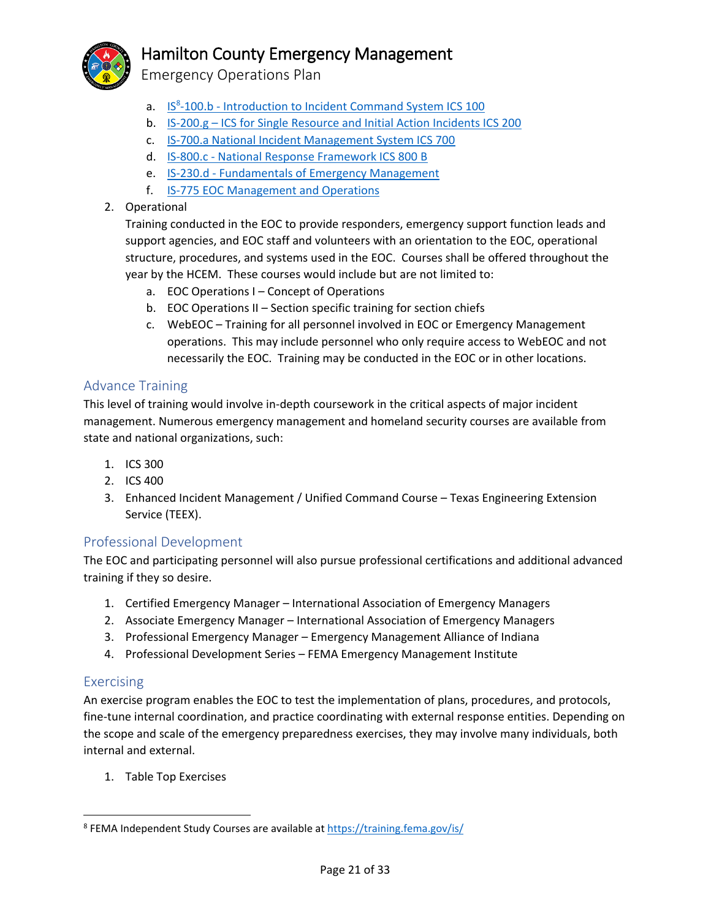a. [IS[8]-100.b - Introduction to Incident Command System ICS 100]()
   b. [IS-200.g – ICS for Single Resource and Initial Action Incidents ICS 200]()
   c. [IS-700.a National Incident Management System ICS 700]()
   d. [IS-800.c - National Response Framework ICS 800 B]()
   e. [IS-230.d - Fundamentals of Emergency Management]()
   f. [IS-775 EOC Management and Operations]()

2. Operational

   Training conducted in the EOC to provide responders, emergency support function leads and support agencies, and EOC staff and volunteers with an orientation to the EOC, operational structure, procedures, and systems used in the EOC. Courses shall be offered throughout the year by the HCEM. These courses would include but are not limited to:

   a. EOC Operations I – Concept of Operations
   b. EOC Operations II – Section specific training for section chiefs
   c. WebEOC – Training for all personnel involved in EOC or Emergency Management operations. This may include personnel who only require access to WebEOC and not necessarily the EOC. Training may be conducted in the EOC or in other locations.

## Advance Training

This level of training would involve in-depth coursework in the critical aspects of major incident management. Numerous emergency management and homeland security courses are available from state and national organizations, such:

1. ICS 300
2. ICS 400
3. Enhanced Incident Management / Unified Command Course – Texas Engineering Extension Service (TEEX).

## Professional Development

The EOC and participating personnel will also pursue professional certifications and additional advanced training if they so desire.

1. Certified Emergency Manager – International Association of Emergency Managers
2. Associate Emergency Manager – International Association of Emergency Managers
3. Professional Emergency Manager – Emergency Management Alliance of Indiana
4. Professional Development Series – FEMA Emergency Management Institute

## Exercising

An exercise program enables the EOC to test the implementation of plans, procedures, and protocols, fine-tune internal coordination, and practice coordinating with external response entities. Depending on the scope and scale of the emergency preparedness exercises, they may involve many individuals, both internal and external.

1. Table Top Exercises

---

[8] FEMA Independent Study Courses are available at [https://training.fema.gov/is/](https://training.fema.gov/is/)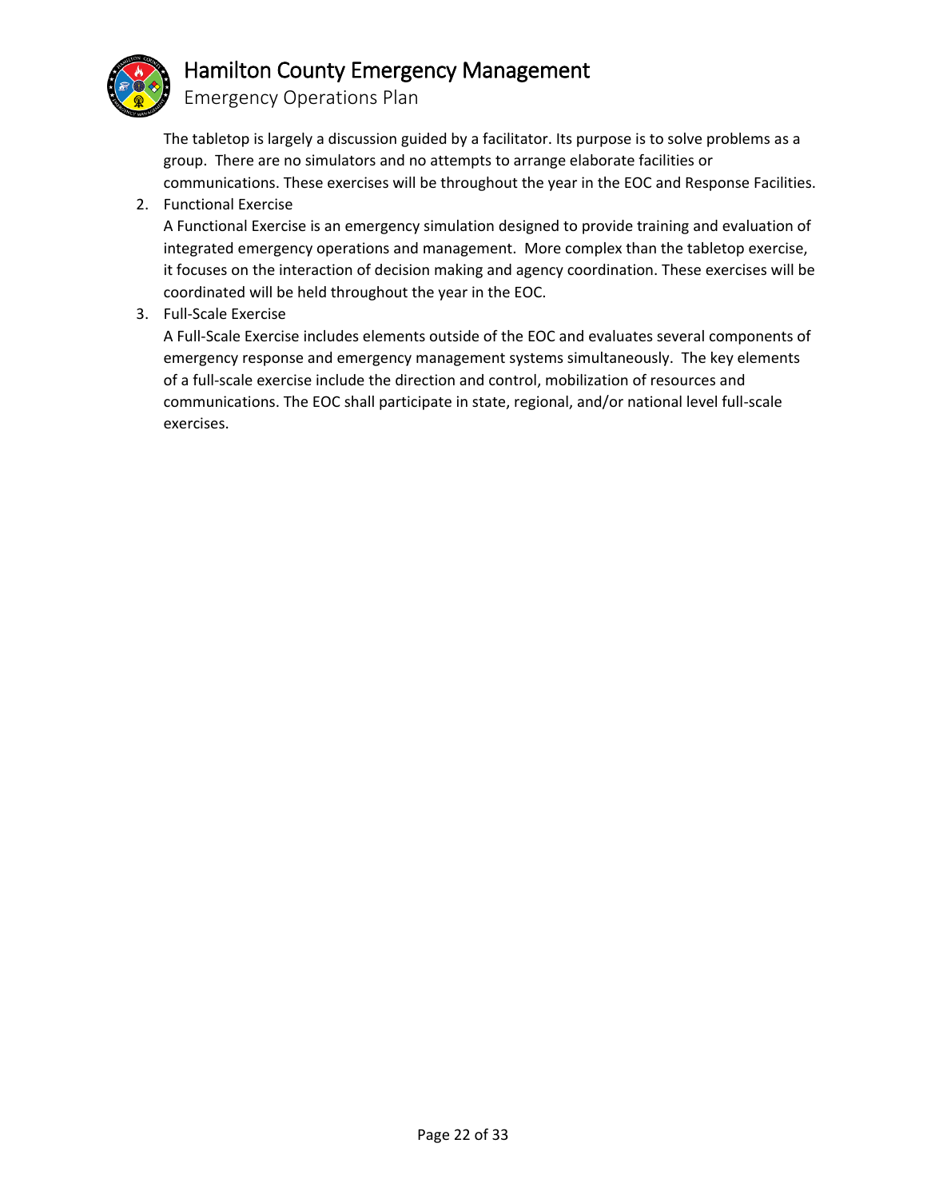The tabletop is largely a discussion guided by a facilitator. Its purpose is to solve problems as a group. There are no simulators and no attempts to arrange elaborate facilities or communications. These exercises will be throughout the year in the EOC and Response Facilities.

2. Functional Exercise

   A Functional Exercise is an emergency simulation designed to provide training and evaluation of integrated emergency operations and management. More complex than the tabletop exercise, it focuses on the interaction of decision making and agency coordination. These exercises will be coordinated will be held throughout the year in the EOC.

3. Full-Scale Exercise

   A Full-Scale Exercise includes elements outside of the EOC and evaluates several components of emergency response and emergency management systems simultaneously. The key elements of a full-scale exercise include the direction and control, mobilization of resources and communications. The EOC shall participate in state, regional, and/or national level full-scale exercises.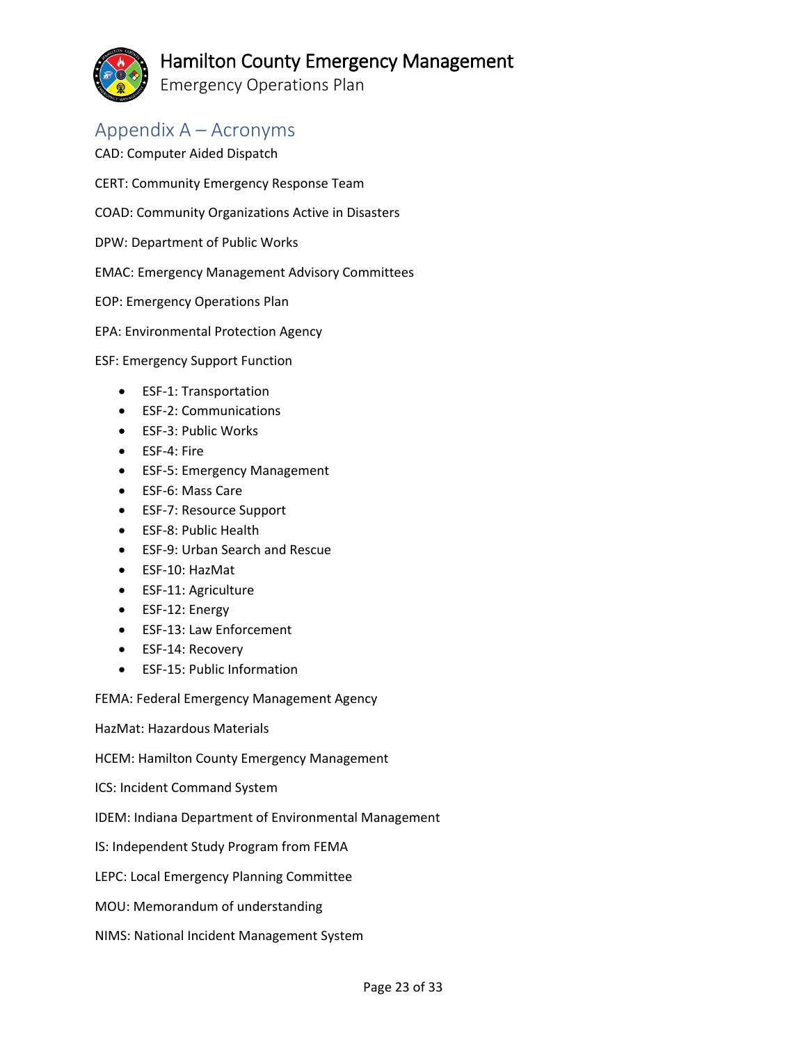## Appendix A – Acronyms

CAD: Computer Aided Dispatch

CERT: Community Emergency Response Team

COAD: Community Organizations Active in Disasters

DPW: Department of Public Works

EMAC: Emergency Management Advisory Committees

EOP: Emergency Operations Plan

EPA: Environmental Protection Agency

ESF: Emergency Support Function

- ESF-1: Transportation
- ESF-2: Communications
- ESF-3: Public Works
- ESF-4: Fire
- ESF-5: Emergency Management
- ESF-6: Mass Care
- ESF-7: Resource Support
- ESF-8: Public Health
- ESF-9: Urban Search and Rescue
- ESF-10: HazMat
- ESF-11: Agriculture
- ESF-12: Energy
- ESF-13: Law Enforcement
- ESF-14: Recovery
- ESF-15: Public Information

FEMA: Federal Emergency Management Agency

HazMat: Hazardous Materials

HCEM: Hamilton County Emergency Management

ICS: Incident Command System

IDEM: Indiana Department of Environmental Management

IS: Independent Study Program from FEMA

LEPC: Local Emergency Planning Committee

MOU: Memorandum of understanding

NIMS: National Incident Management System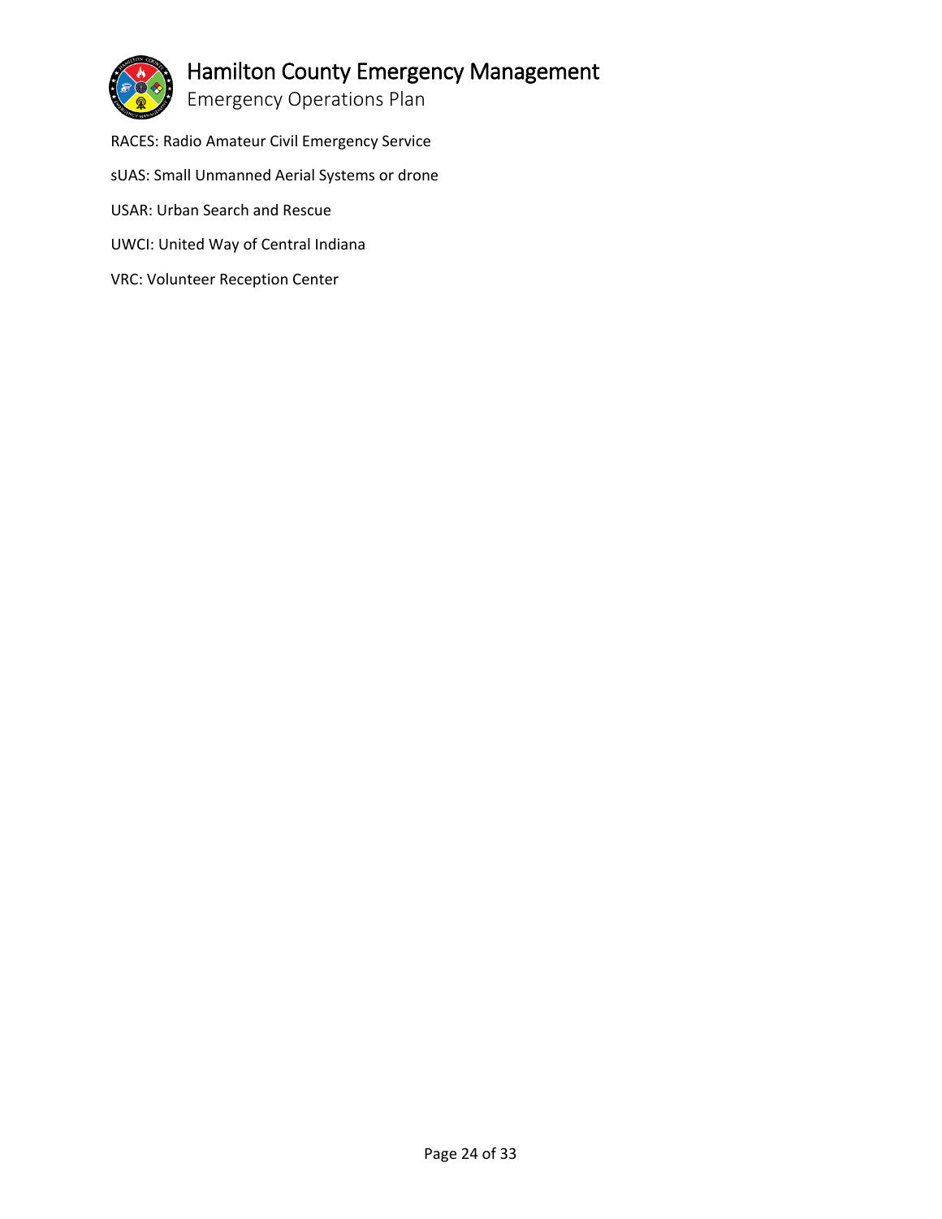RACES: Radio Amateur Civil Emergency Service

sUAS: Small Unmanned Aerial Systems or drone

USAR: Urban Search and Rescue

UWCI: United Way of Central Indiana

VRC: Volunteer Reception Center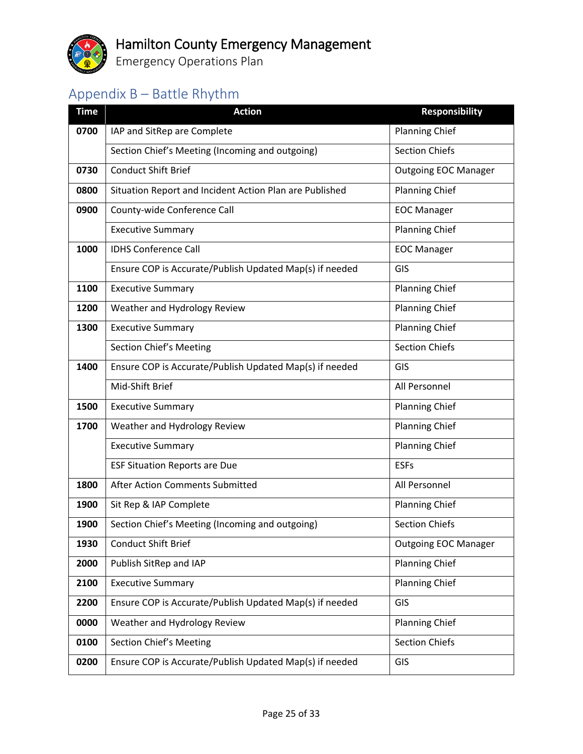## Appendix B – Battle Rhythm

| Time | Action | Responsibility |
|---|---|---|
| 0700 | IAP and SitRep are Complete | Planning Chief |
| | Section Chief's Meeting (Incoming and outgoing) | Section Chiefs |
| 0730 | Conduct Shift Brief | Outgoing EOC Manager |
| 0800 | Situation Report and Incident Action Plan are Published | Planning Chief |
| 0900 | County-wide Conference Call | EOC Manager |
| | Executive Summary | Planning Chief |
| 1000 | IDHS Conference Call | EOC Manager |
| | Ensure COP is Accurate/Publish Updated Map(s) if needed | GIS |
| 1100 | Executive Summary | Planning Chief |
| 1200 | Weather and Hydrology Review | Planning Chief |
| 1300 | Executive Summary | Planning Chief |
| | Section Chief's Meeting | Section Chiefs |
| 1400 | Ensure COP is Accurate/Publish Updated Map(s) if needed | GIS |
| | Mid-Shift Brief | All Personnel |
| 1500 | Executive Summary | Planning Chief |
| 1700 | Weather and Hydrology Review | Planning Chief |
| | Executive Summary | Planning Chief |
| | ESF Situation Reports are Due | ESFs |
| 1800 | After Action Comments Submitted | All Personnel |
| 1900 | Sit Rep & IAP Complete | Planning Chief |
| 1900 | Section Chief's Meeting (Incoming and outgoing) | Section Chiefs |
| 1930 | Conduct Shift Brief | Outgoing EOC Manager |
| 2000 | Publish SitRep and IAP | Planning Chief |
| 2100 | Executive Summary | Planning Chief |
| 2200 | Ensure COP is Accurate/Publish Updated Map(s) if needed | GIS |
| 0000 | Weather and Hydrology Review | Planning Chief |
| 0100 | Section Chief's Meeting | Section Chiefs |
| 0200 | Ensure COP is Accurate/Publish Updated Map(s) if needed | GIS |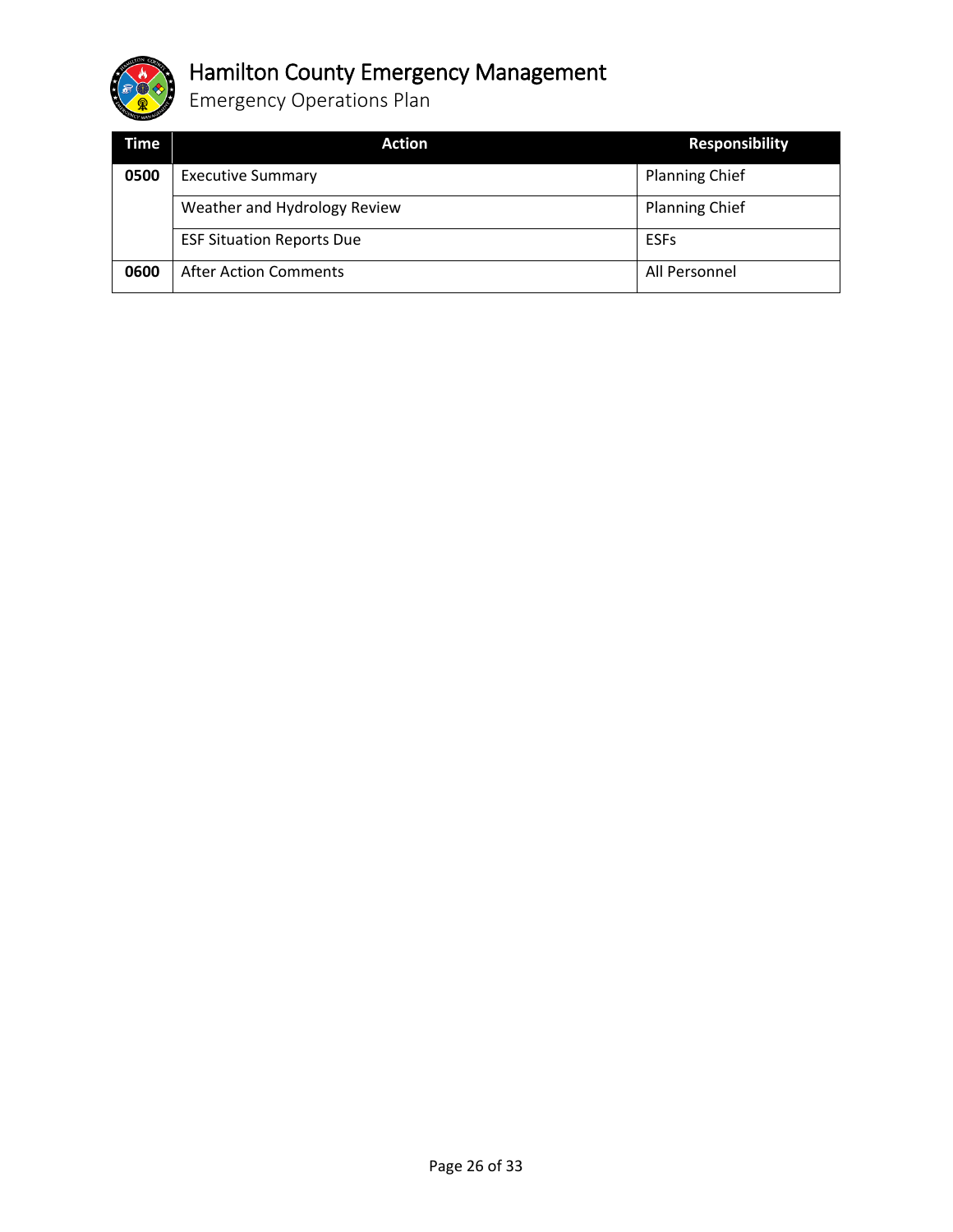| Time | Action | Responsibility |
|---|---|---|
| **0500** | Executive Summary | Planning Chief |
| | Weather and Hydrology Review | Planning Chief |
| | ESF Situation Reports Due | ESFs |
| **0600** | After Action Comments | All Personnel |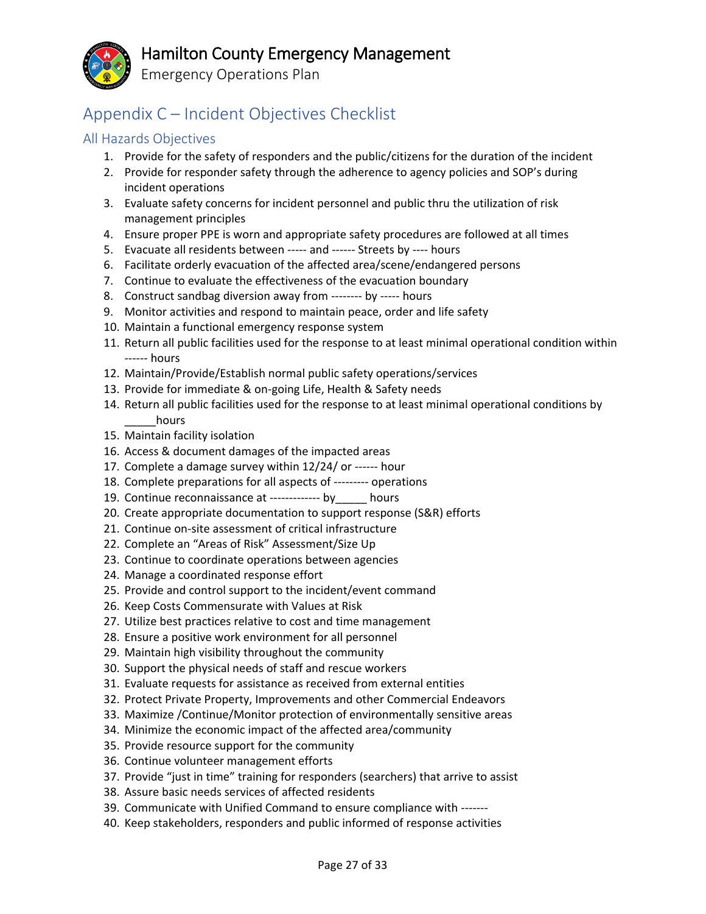# Appendix C – Incident Objectives Checklist

## All Hazards Objectives

1. Provide for the safety of responders and the public/citizens for the duration of the incident
2. Provide for responder safety through the adherence to agency policies and SOP's during incident operations
3. Evaluate safety concerns for incident personnel and public thru the utilization of risk management principles
4. Ensure proper PPE is worn and appropriate safety procedures are followed at all times
5. Evacuate all residents between ----- and ------ Streets by ---- hours
6. Facilitate orderly evacuation of the affected area/scene/endangered persons
7. Continue to evaluate the effectiveness of the evacuation boundary
8. Construct sandbag diversion away from -------- by ----- hours
9. Monitor activities and respond to maintain peace, order and life safety
10. Maintain a functional emergency response system
11. Return all public facilities used for the response to at least minimal operational condition within ------ hours
12. Maintain/Provide/Establish normal public safety operations/services
13. Provide for immediate & on-going Life, Health & Safety needs
14. Return all public facilities used for the response to at least minimal operational conditions by _____hours
15. Maintain facility isolation
16. Access & document damages of the impacted areas
17. Complete a damage survey within 12/24/ or ------ hour
18. Complete preparations for all aspects of --------- operations
19. Continue reconnaissance at ------------- by_____ hours
20. Create appropriate documentation to support response (S&R) efforts
21. Continue on-site assessment of critical infrastructure
22. Complete an "Areas of Risk" Assessment/Size Up
23. Continue to coordinate operations between agencies
24. Manage a coordinated response effort
25. Provide and control support to the incident/event command
26. Keep Costs Commensurate with Values at Risk
27. Utilize best practices relative to cost and time management
28. Ensure a positive work environment for all personnel
29. Maintain high visibility throughout the community
30. Support the physical needs of staff and rescue workers
31. Evaluate requests for assistance as received from external entities
32. Protect Private Property, Improvements and other Commercial Endeavors
33. Maximize /Continue/Monitor protection of environmentally sensitive areas
34. Minimize the economic impact of the affected area/community
35. Provide resource support for the community
36. Continue volunteer management efforts
37. Provide "just in time" training for responders (searchers) that arrive to assist
38. Assure basic needs services of affected residents
39. Communicate with Unified Command to ensure compliance with -------
40. Keep stakeholders, responders and public informed of response activities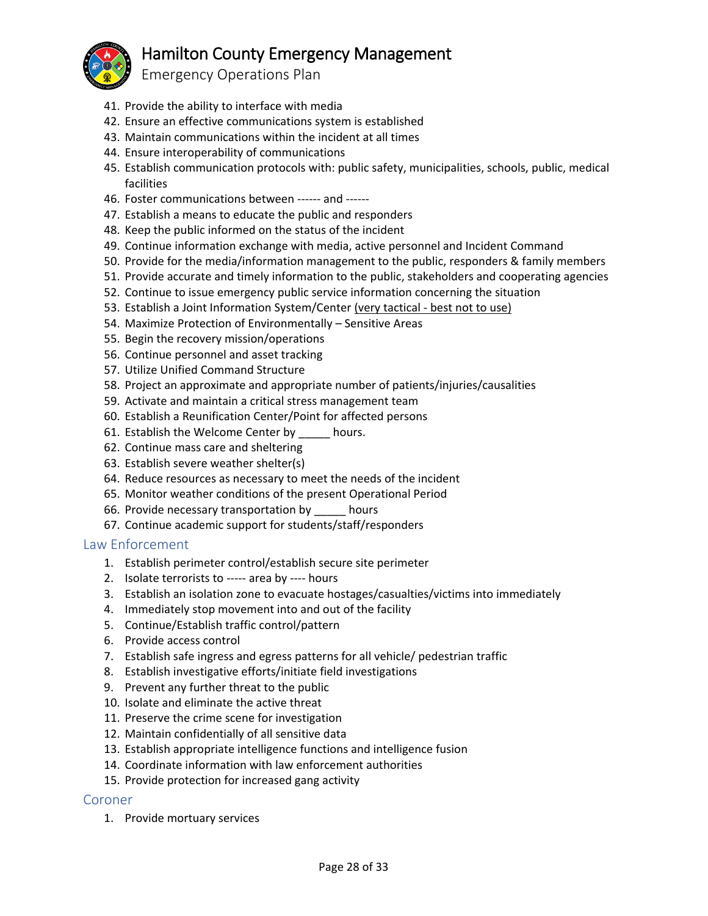41. Provide the ability to interface with media
42. Ensure an effective communications system is established
43. Maintain communications within the incident at all times
44. Ensure interoperability of communications
45. Establish communication protocols with: public safety, municipalities, schools, public, medical facilities
46. Foster communications between ------ and ------
47. Establish a means to educate the public and responders
48. Keep the public informed on the status of the incident
49. Continue information exchange with media, active personnel and Incident Command
50. Provide for the media/information management to the public, responders & family members
51. Provide accurate and timely information to the public, stakeholders and cooperating agencies
52. Continue to issue emergency public service information concerning the situation
53. Establish a Joint Information System/Center <u>(very tactical - best not to use)</u>
54. Maximize Protection of Environmentally – Sensitive Areas
55. Begin the recovery mission/operations
56. Continue personnel and asset tracking
57. Utilize Unified Command Structure
58. Project an approximate and appropriate number of patients/injuries/causalities
59. Activate and maintain a critical stress management team
60. Establish a Reunification Center/Point for affected persons
61. Establish the Welcome Center by _____ hours.
62. Continue mass care and sheltering
63. Establish severe weather shelter(s)
64. Reduce resources as necessary to meet the needs of the incident
65. Monitor weather conditions of the present Operational Period
66. Provide necessary transportation by _____ hours
67. Continue academic support for students/staff/responders

## Law Enforcement

1. Establish perimeter control/establish secure site perimeter
2. Isolate terrorists to ----- area by ---- hours
3. Establish an isolation zone to evacuate hostages/casualties/victims into immediately
4. Immediately stop movement into and out of the facility
5. Continue/Establish traffic control/pattern
6. Provide access control
7. Establish safe ingress and egress patterns for all vehicle/ pedestrian traffic
8. Establish investigative efforts/initiate field investigations
9. Prevent any further threat to the public
10. Isolate and eliminate the active threat
11. Preserve the crime scene for investigation
12. Maintain confidentially of all sensitive data
13. Establish appropriate intelligence functions and intelligence fusion
14. Coordinate information with law enforcement authorities
15. Provide protection for increased gang activity

## Coroner

1. Provide mortuary services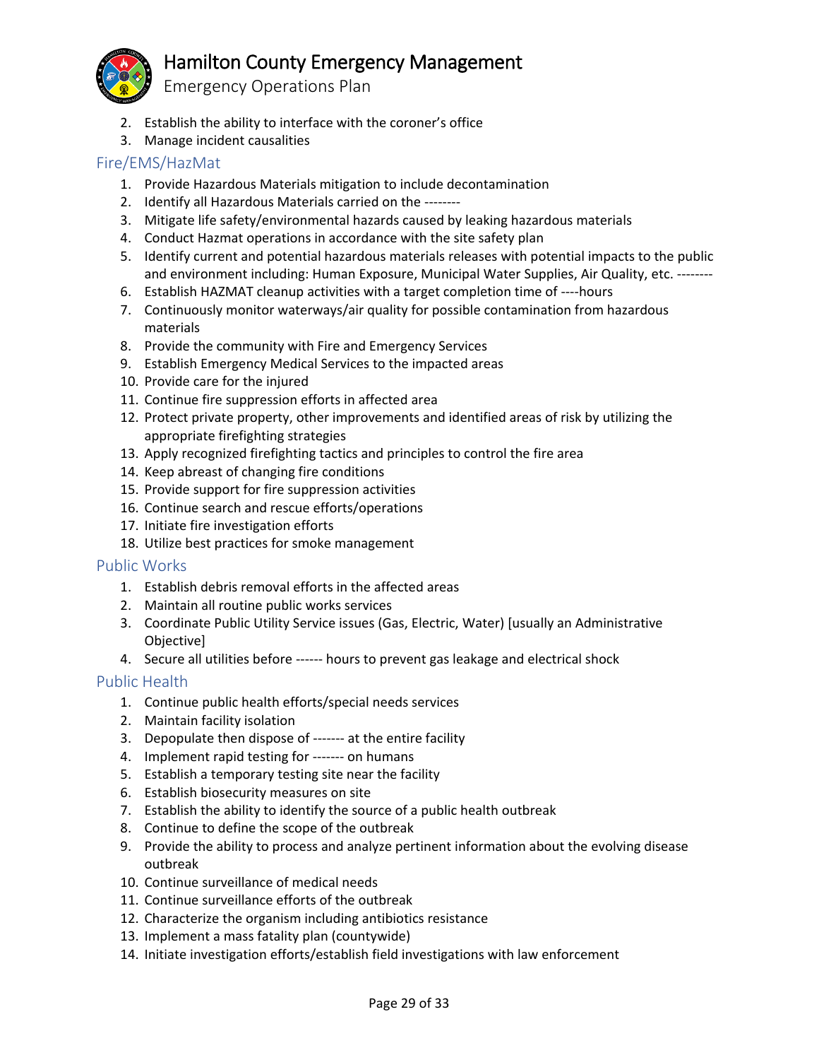2. Establish the ability to interface with the coroner's office
3. Manage incident causalities

## Fire/EMS/HazMat

1. Provide Hazardous Materials mitigation to include decontamination
2. Identify all Hazardous Materials carried on the --------
3. Mitigate life safety/environmental hazards caused by leaking hazardous materials
4. Conduct Hazmat operations in accordance with the site safety plan
5. Identify current and potential hazardous materials releases with potential impacts to the public and environment including: Human Exposure, Municipal Water Supplies, Air Quality, etc. --------
6. Establish HAZMAT cleanup activities with a target completion time of ----hours
7. Continuously monitor waterways/air quality for possible contamination from hazardous materials
8. Provide the community with Fire and Emergency Services
9. Establish Emergency Medical Services to the impacted areas
10. Provide care for the injured
11. Continue fire suppression efforts in affected area
12. Protect private property, other improvements and identified areas of risk by utilizing the appropriate firefighting strategies
13. Apply recognized firefighting tactics and principles to control the fire area
14. Keep abreast of changing fire conditions
15. Provide support for fire suppression activities
16. Continue search and rescue efforts/operations
17. Initiate fire investigation efforts
18. Utilize best practices for smoke management

## Public Works

1. Establish debris removal efforts in the affected areas
2. Maintain all routine public works services
3. Coordinate Public Utility Service issues (Gas, Electric, Water) [usually an Administrative Objective]
4. Secure all utilities before ------ hours to prevent gas leakage and electrical shock

## Public Health

1. Continue public health efforts/special needs services
2. Maintain facility isolation
3. Depopulate then dispose of ------- at the entire facility
4. Implement rapid testing for ------- on humans
5. Establish a temporary testing site near the facility
6. Establish biosecurity measures on site
7. Establish the ability to identify the source of a public health outbreak
8. Continue to define the scope of the outbreak
9. Provide the ability to process and analyze pertinent information about the evolving disease outbreak
10. Continue surveillance of medical needs
11. Continue surveillance efforts of the outbreak
12. Characterize the organism including antibiotics resistance
13. Implement a mass fatality plan (countywide)
14. Initiate investigation efforts/establish field investigations with law enforcement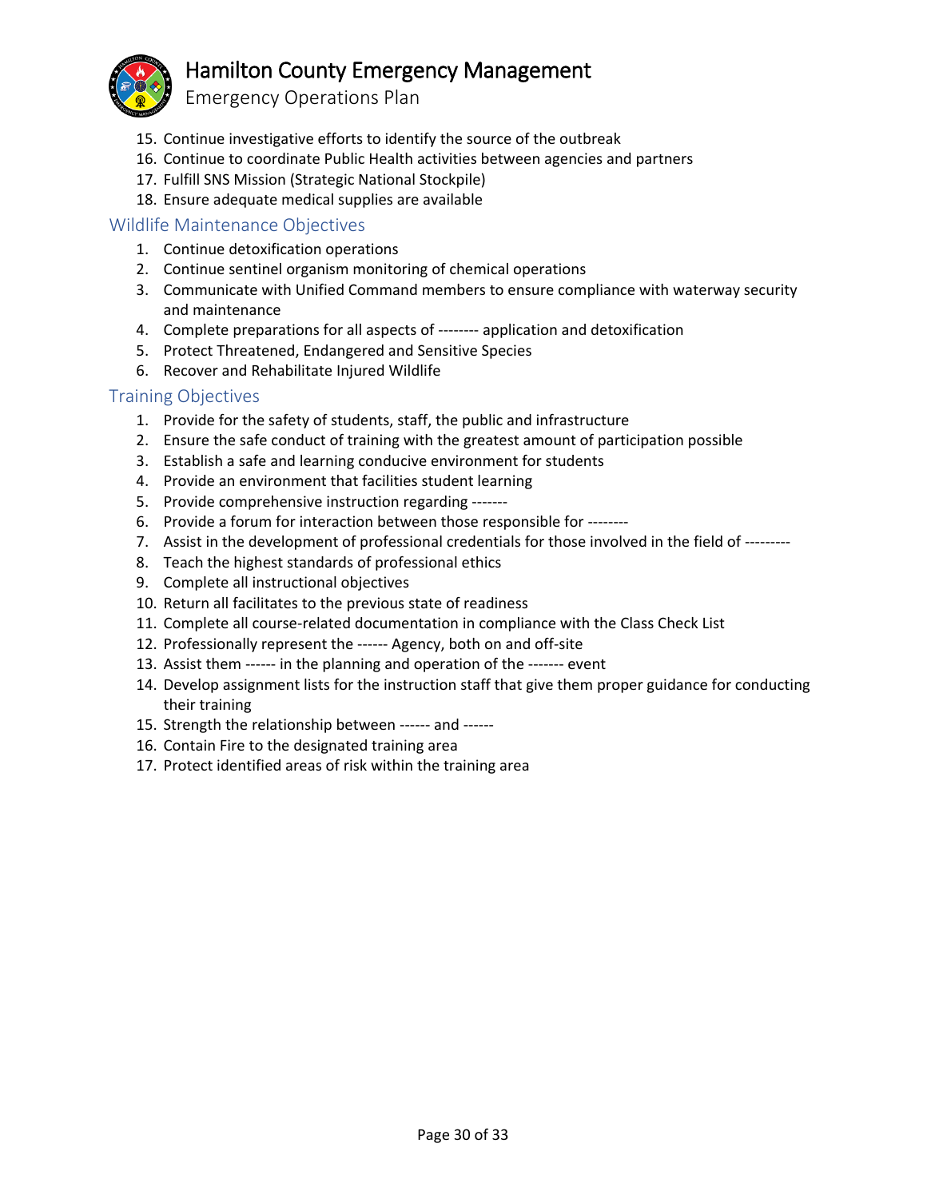15. Continue investigative efforts to identify the source of the outbreak
16. Continue to coordinate Public Health activities between agencies and partners
17. Fulfill SNS Mission (Strategic National Stockpile)
18. Ensure adequate medical supplies are available

## Wildlife Maintenance Objectives

1. Continue detoxification operations
2. Continue sentinel organism monitoring of chemical operations
3. Communicate with Unified Command members to ensure compliance with waterway security and maintenance
4. Complete preparations for all aspects of -------- application and detoxification
5. Protect Threatened, Endangered and Sensitive Species
6. Recover and Rehabilitate Injured Wildlife

## Training Objectives

1. Provide for the safety of students, staff, the public and infrastructure
2. Ensure the safe conduct of training with the greatest amount of participation possible
3. Establish a safe and learning conducive environment for students
4. Provide an environment that facilities student learning
5. Provide comprehensive instruction regarding -------
6. Provide a forum for interaction between those responsible for --------
7. Assist in the development of professional credentials for those involved in the field of ---------
8. Teach the highest standards of professional ethics
9. Complete all instructional objectives
10. Return all facilitates to the previous state of readiness
11. Complete all course-related documentation in compliance with the Class Check List
12. Professionally represent the ------ Agency, both on and off-site
13. Assist them ------ in the planning and operation of the ------- event
14. Develop assignment lists for the instruction staff that give them proper guidance for conducting their training
15. Strength the relationship between ------ and ------
16. Contain Fire to the designated training area
17. Protect identified areas of risk within the training area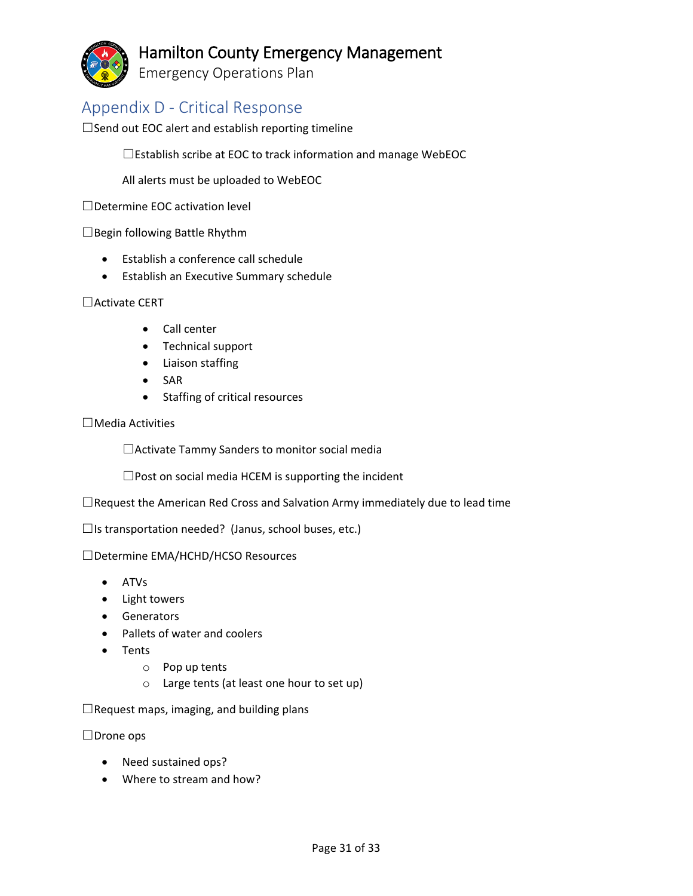## Appendix D - Critical Response

☐Send out EOC alert and establish reporting timeline

  ☐Establish scribe at EOC to track information and manage WebEOC

  All alerts must be uploaded to WebEOC

☐Determine EOC activation level

☐Begin following Battle Rhythm

- Establish a conference call schedule
- Establish an Executive Summary schedule

☐Activate CERT

  - Call center
  - Technical support
  - Liaison staffing
  - SAR
  - Staffing of critical resources

☐Media Activities

  ☐Activate Tammy Sanders to monitor social media

  ☐Post on social media HCEM is supporting the incident

☐Request the American Red Cross and Salvation Army immediately due to lead time

☐Is transportation needed? (Janus, school buses, etc.)

☐Determine EMA/HCHD/HCSO Resources

- ATVs
- Light towers
- Generators
- Pallets of water and coolers
- Tents
  - Pop up tents
  - Large tents (at least one hour to set up)

☐Request maps, imaging, and building plans

☐Drone ops

- Need sustained ops?
- Where to stream and how?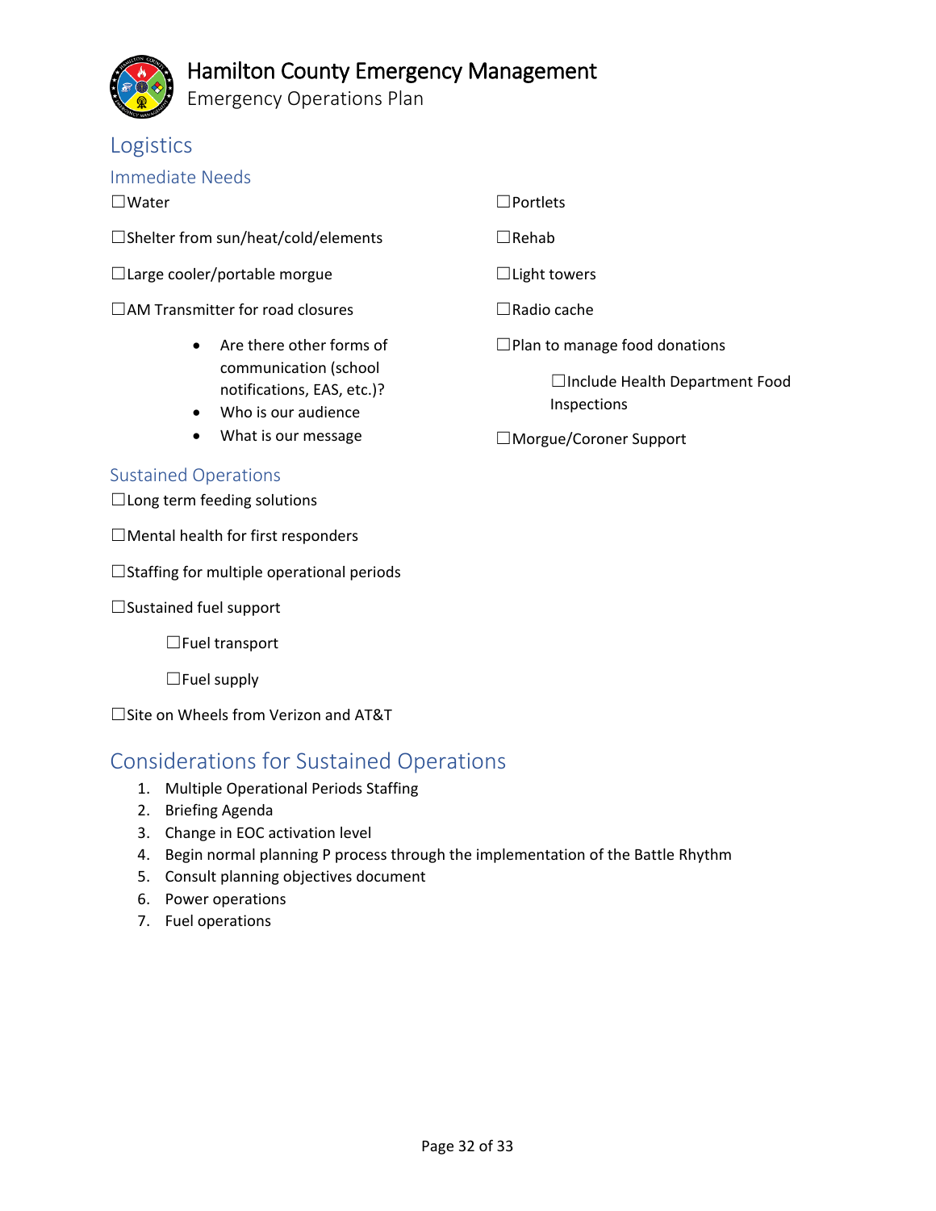## Logistics

### Immediate Needs

☐Water

☐Shelter from sun/heat/cold/elements

☐Large cooler/portable morgue

☐AM Transmitter for road closures

- Are there other forms of communication (school notifications, EAS, etc.)?
- Who is our audience
- What is our message

☐Portlets

☐Rehab

☐Light towers

☐Radio cache

☐Plan to manage food donations

    ☐Include Health Department Food Inspections

☐Morgue/Coroner Support

### Sustained Operations

☐Long term feeding solutions

☐Mental health for first responders

☐Staffing for multiple operational periods

☐Sustained fuel support

    ☐Fuel transport

    ☐Fuel supply

☐Site on Wheels from Verizon and AT&T

## Considerations for Sustained Operations

1. Multiple Operational Periods Staffing
2. Briefing Agenda
3. Change in EOC activation level
4. Begin normal planning P process through the implementation of the Battle Rhythm
5. Consult planning objectives document
6. Power operations
7. Fuel operations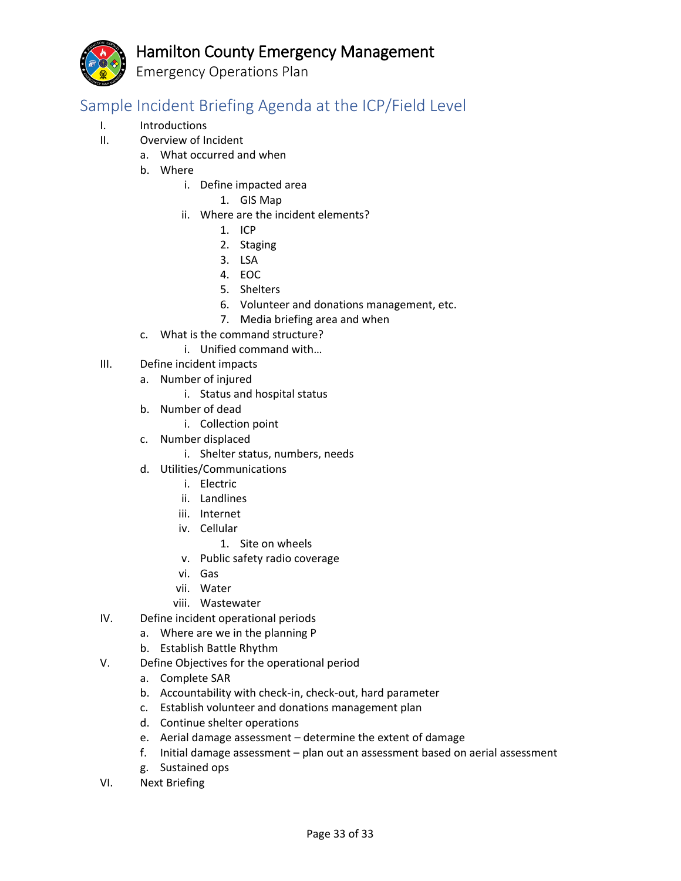## Sample Incident Briefing Agenda at the ICP/Field Level

I. Introductions

II. Overview of Incident
   a. What occurred and when
   b. Where
      i. Define impacted area
         1. GIS Map
      ii. Where are the incident elements?
         1. ICP
         2. Staging
         3. LSA
         4. EOC
         5. Shelters
         6. Volunteer and donations management, etc.
         7. Media briefing area and when
   c. What is the command structure?
      i. Unified command with…

III. Define incident impacts
   a. Number of injured
      i. Status and hospital status
   b. Number of dead
      i. Collection point
   c. Number displaced
      i. Shelter status, numbers, needs
   d. Utilities/Communications
      i. Electric
      ii. Landlines
      iii. Internet
      iv. Cellular
         1. Site on wheels
      v. Public safety radio coverage
      vi. Gas
      vii. Water
      viii. Wastewater

IV. Define incident operational periods
   a. Where are we in the planning P
   b. Establish Battle Rhythm

V. Define Objectives for the operational period
   a. Complete SAR
   b. Accountability with check-in, check-out, hard parameter
   c. Establish volunteer and donations management plan
   d. Continue shelter operations
   e. Aerial damage assessment – determine the extent of damage
   f. Initial damage assessment – plan out an assessment based on aerial assessment
   g. Sustained ops

VI. Next Briefing